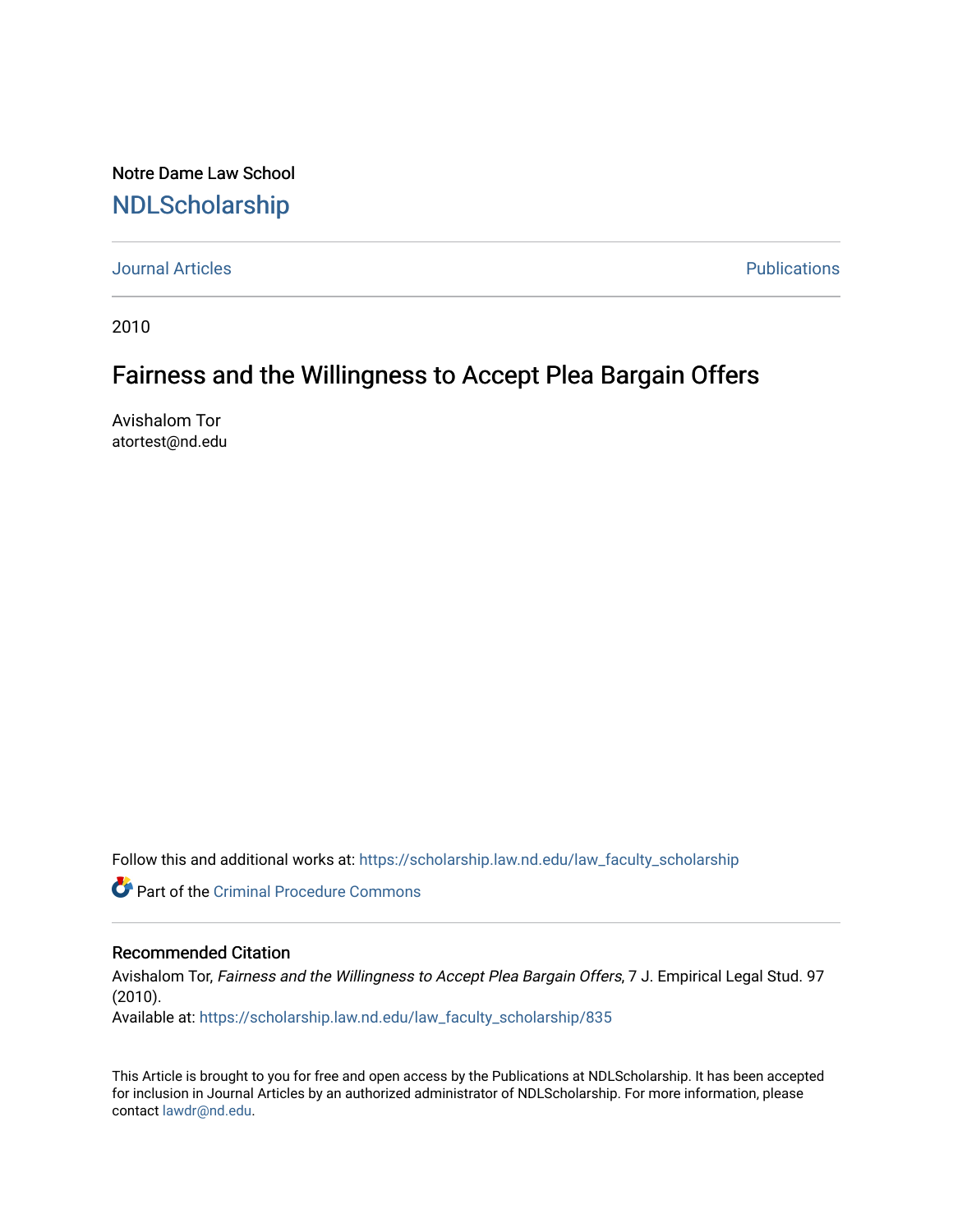Notre Dame Law School

# NDLScholarship

Journal Articles | Publications

2010

## Fairness and the Willingness to Accept Plea Bargain Offers

Avishalom Tor
atortest@nd.edu

Follow this and additional works at: https://scholarship.law.nd.edu/law_faculty_scholarship

Part of the Criminal Procedure Commons

### Recommended Citation

Avishalom Tor, *Fairness and the Willingness to Accept Plea Bargain Offers*, 7 J. Empirical Legal Stud. 97 (2010).
Available at: https://scholarship.law.nd.edu/law_faculty_scholarship/835

This Article is brought to you for free and open access by the Publications at NDLScholarship. It has been accepted for inclusion in Journal Articles by an authorized administrator of NDLScholarship. For more information, please contact lawdr@nd.edu.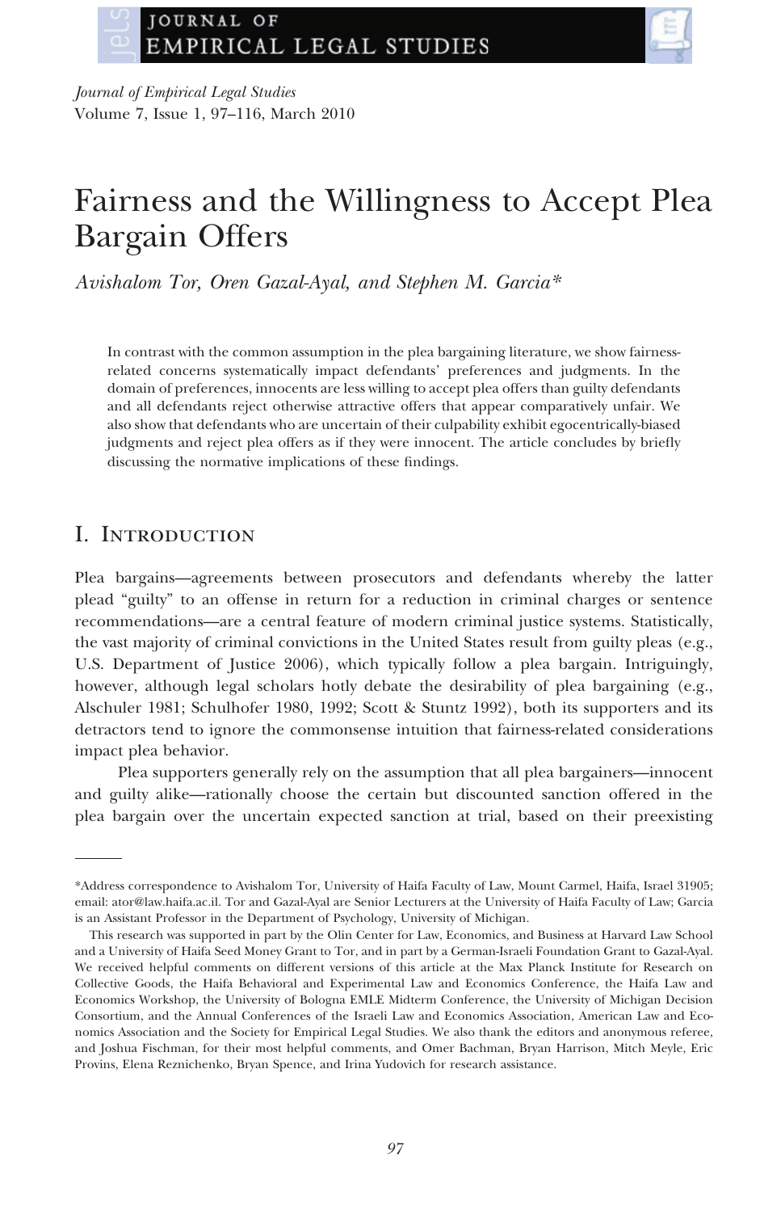# Fairness and the Willingness to Accept Plea Bargain Offers

*Avishalom Tor, Oren Gazal-Ayal, and Stephen M. Garcia**

In contrast with the common assumption in the plea bargaining literature, we show fairness-related concerns systematically impact defendants' preferences and judgments. In the domain of preferences, innocents are less willing to accept plea offers than guilty defendants and all defendants reject otherwise attractive offers that appear comparatively unfair. We also show that defendants who are uncertain of their culpability exhibit egocentrically-biased judgments and reject plea offers as if they were innocent. The article concludes by briefly discussing the normative implications of these findings.

## I. Introduction

Plea bargains—agreements between prosecutors and defendants whereby the latter plead "guilty" to an offense in return for a reduction in criminal charges or sentence recommendations—are a central feature of modern criminal justice systems. Statistically, the vast majority of criminal convictions in the United States result from guilty pleas (e.g., U.S. Department of Justice 2006), which typically follow a plea bargain. Intriguingly, however, although legal scholars hotly debate the desirability of plea bargaining (e.g., Alschuler 1981; Schulhofer 1980, 1992; Scott & Stuntz 1992), both its supporters and its detractors tend to ignore the commonsense intuition that fairness-related considerations impact plea behavior.

Plea supporters generally rely on the assumption that all plea bargainers—innocent and guilty alike—rationally choose the certain but discounted sanction offered in the plea bargain over the uncertain expected sanction at trial, based on their preexisting

---

*Address correspondence to Avishalom Tor, University of Haifa Faculty of Law, Mount Carmel, Haifa, Israel 31905; email: ator@law.haifa.ac.il. Tor and Gazal-Ayal are Senior Lecturers at the University of Haifa Faculty of Law; Garcia is an Assistant Professor in the Department of Psychology, University of Michigan.

This research was supported in part by the Olin Center for Law, Economics, and Business at Harvard Law School and a University of Haifa Seed Money Grant to Tor, and in part by a German-Israeli Foundation Grant to Gazal-Ayal. We received helpful comments on different versions of this article at the Max Planck Institute for Research on Collective Goods, the Haifa Behavioral and Experimental Law and Economics Conference, the Haifa Law and Economics Workshop, the University of Bologna EMLE Midterm Conference, the University of Michigan Decision Consortium, and the Annual Conferences of the Israeli Law and Economics Association, American Law and Economics Association and the Society for Empirical Legal Studies. We also thank the editors and anonymous referee, and Joshua Fischman, for their most helpful comments, and Omer Bachman, Bryan Harrison, Mitch Meyle, Eric Provins, Elena Reznichenko, Bryan Spence, and Irina Yudovich for research assistance.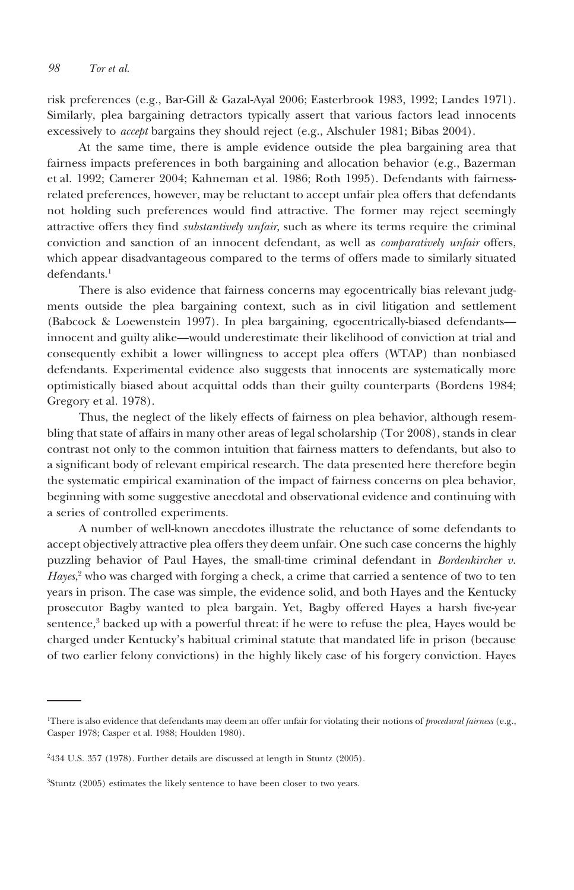risk preferences (e.g., Bar-Gill & Gazal-Ayal 2006; Easterbrook 1983, 1992; Landes 1971). Similarly, plea bargaining detractors typically assert that various factors lead innocents excessively to *accept* bargains they should reject (e.g., Alschuler 1981; Bibas 2004).

At the same time, there is ample evidence outside the plea bargaining area that fairness impacts preferences in both bargaining and allocation behavior (e.g., Bazerman et al. 1992; Camerer 2004; Kahneman et al. 1986; Roth 1995). Defendants with fairness-related preferences, however, may be reluctant to accept unfair plea offers that defendants not holding such preferences would find attractive. The former may reject seemingly attractive offers they find *substantively unfair*, such as where its terms require the criminal conviction and sanction of an innocent defendant, as well as *comparatively unfair* offers, which appear disadvantageous compared to the terms of offers made to similarly situated defendants.[1]

There is also evidence that fairness concerns may egocentrically bias relevant judgments outside the plea bargaining context, such as in civil litigation and settlement (Babcock & Loewenstein 1997). In plea bargaining, egocentrically-biased defendants—innocent and guilty alike—would underestimate their likelihood of conviction at trial and consequently exhibit a lower willingness to accept plea offers (WTAP) than nonbiased defendants. Experimental evidence also suggests that innocents are systematically more optimistically biased about acquittal odds than their guilty counterparts (Bordens 1984; Gregory et al. 1978).

Thus, the neglect of the likely effects of fairness on plea behavior, although resembling that state of affairs in many other areas of legal scholarship (Tor 2008), stands in clear contrast not only to the common intuition that fairness matters to defendants, but also to a significant body of relevant empirical research. The data presented here therefore begin the systematic empirical examination of the impact of fairness concerns on plea behavior, beginning with some suggestive anecdotal and observational evidence and continuing with a series of controlled experiments.

A number of well-known anecdotes illustrate the reluctance of some defendants to accept objectively attractive plea offers they deem unfair. One such case concerns the highly puzzling behavior of Paul Hayes, the small-time criminal defendant in *Bordenkircher v. Hayes*,[2] who was charged with forging a check, a crime that carried a sentence of two to ten years in prison. The case was simple, the evidence solid, and both Hayes and the Kentucky prosecutor Bagby wanted to plea bargain. Yet, Bagby offered Hayes a harsh five-year sentence,[3] backed up with a powerful threat: if he were to refuse the plea, Hayes would be charged under Kentucky's habitual criminal statute that mandated life in prison (because of two earlier felony convictions) in the highly likely case of his forgery conviction. Hayes

---

[1]There is also evidence that defendants may deem an offer unfair for violating their notions of *procedural fairness* (e.g., Casper 1978; Casper et al. 1988; Houlden 1980).

[2]434 U.S. 357 (1978). Further details are discussed at length in Stuntz (2005).

[3]Stuntz (2005) estimates the likely sentence to have been closer to two years.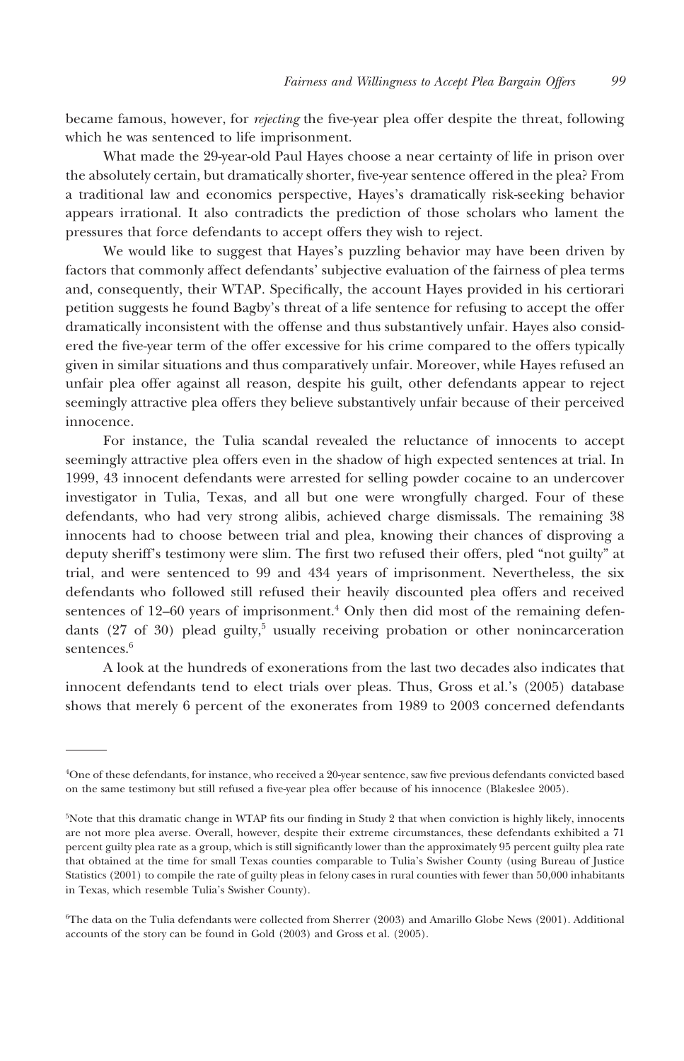became famous, however, for *rejecting* the five-year plea offer despite the threat, following which he was sentenced to life imprisonment.

What made the 29-year-old Paul Hayes choose a near certainty of life in prison over the absolutely certain, but dramatically shorter, five-year sentence offered in the plea? From a traditional law and economics perspective, Hayes's dramatically risk-seeking behavior appears irrational. It also contradicts the prediction of those scholars who lament the pressures that force defendants to accept offers they wish to reject.

We would like to suggest that Hayes's puzzling behavior may have been driven by factors that commonly affect defendants' subjective evaluation of the fairness of plea terms and, consequently, their WTAP. Specifically, the account Hayes provided in his certiorari petition suggests he found Bagby's threat of a life sentence for refusing to accept the offer dramatically inconsistent with the offense and thus substantively unfair. Hayes also considered the five-year term of the offer excessive for his crime compared to the offers typically given in similar situations and thus comparatively unfair. Moreover, while Hayes refused an unfair plea offer against all reason, despite his guilt, other defendants appear to reject seemingly attractive plea offers they believe substantively unfair because of their perceived innocence.

For instance, the Tulia scandal revealed the reluctance of innocents to accept seemingly attractive plea offers even in the shadow of high expected sentences at trial. In 1999, 43 innocent defendants were arrested for selling powder cocaine to an undercover investigator in Tulia, Texas, and all but one were wrongfully charged. Four of these defendants, who had very strong alibis, achieved charge dismissals. The remaining 38 innocents had to choose between trial and plea, knowing their chances of disproving a deputy sheriff's testimony were slim. The first two refused their offers, pled "not guilty" at trial, and were sentenced to 99 and 434 years of imprisonment. Nevertheless, the six defendants who followed still refused their heavily discounted plea offers and received sentences of 12–60 years of imprisonment.[4] Only then did most of the remaining defendants (27 of 30) plead guilty,[5] usually receiving probation or other nonincarceration sentences.[6]

A look at the hundreds of exonerations from the last two decades also indicates that innocent defendants tend to elect trials over pleas. Thus, Gross et al.'s (2005) database shows that merely 6 percent of the exonerates from 1989 to 2003 concerned defendants

---

[4]One of these defendants, for instance, who received a 20-year sentence, saw five previous defendants convicted based on the same testimony but still refused a five-year plea offer because of his innocence (Blakeslee 2005).

[5]Note that this dramatic change in WTAP fits our finding in Study 2 that when conviction is highly likely, innocents are not more plea averse. Overall, however, despite their extreme circumstances, these defendants exhibited a 71 percent guilty plea rate as a group, which is still significantly lower than the approximately 95 percent guilty plea rate that obtained at the time for small Texas counties comparable to Tulia's Swisher County (using Bureau of Justice Statistics (2001) to compile the rate of guilty pleas in felony cases in rural counties with fewer than 50,000 inhabitants in Texas, which resemble Tulia's Swisher County).

[6]The data on the Tulia defendants were collected from Sherrer (2003) and Amarillo Globe News (2001). Additional accounts of the story can be found in Gold (2003) and Gross et al. (2005).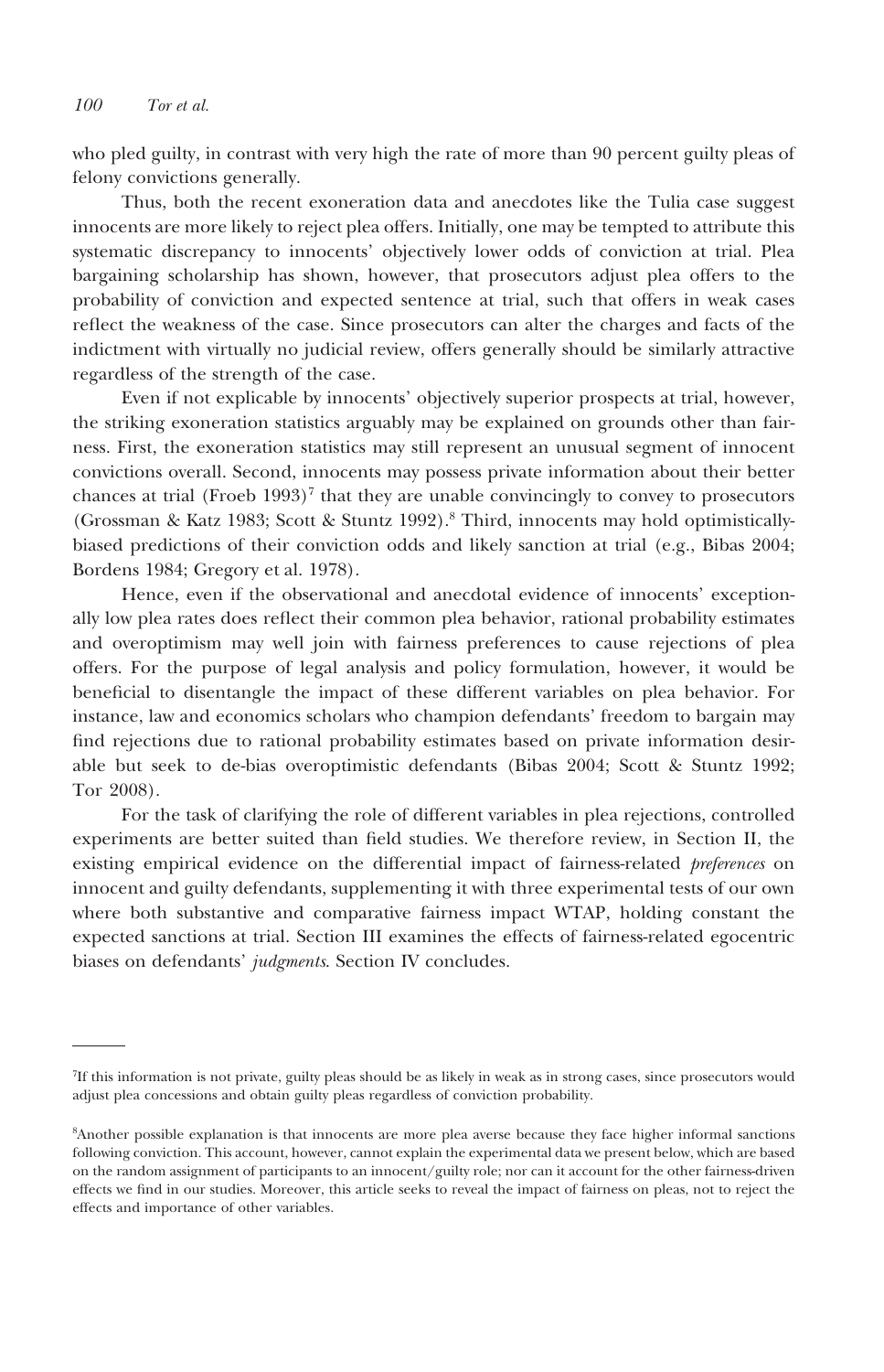who pled guilty, in contrast with very high the rate of more than 90 percent guilty pleas of felony convictions generally.

Thus, both the recent exoneration data and anecdotes like the Tulia case suggest innocents are more likely to reject plea offers. Initially, one may be tempted to attribute this systematic discrepancy to innocents' objectively lower odds of conviction at trial. Plea bargaining scholarship has shown, however, that prosecutors adjust plea offers to the probability of conviction and expected sentence at trial, such that offers in weak cases reflect the weakness of the case. Since prosecutors can alter the charges and facts of the indictment with virtually no judicial review, offers generally should be similarly attractive regardless of the strength of the case.

Even if not explicable by innocents' objectively superior prospects at trial, however, the striking exoneration statistics arguably may be explained on grounds other than fairness. First, the exoneration statistics may still represent an unusual segment of innocent convictions overall. Second, innocents may possess private information about their better chances at trial (Froeb 1993)[7] that they are unable convincingly to convey to prosecutors (Grossman & Katz 1983; Scott & Stuntz 1992).[8] Third, innocents may hold optimistically-biased predictions of their conviction odds and likely sanction at trial (e.g., Bibas 2004; Bordens 1984; Gregory et al. 1978).

Hence, even if the observational and anecdotal evidence of innocents' exceptionally low plea rates does reflect their common plea behavior, rational probability estimates and overoptimism may well join with fairness preferences to cause rejections of plea offers. For the purpose of legal analysis and policy formulation, however, it would be beneficial to disentangle the impact of these different variables on plea behavior. For instance, law and economics scholars who champion defendants' freedom to bargain may find rejections due to rational probability estimates based on private information desirable but seek to de-bias overoptimistic defendants (Bibas 2004; Scott & Stuntz 1992; Tor 2008).

For the task of clarifying the role of different variables in plea rejections, controlled experiments are better suited than field studies. We therefore review, in Section II, the existing empirical evidence on the differential impact of fairness-related *preferences* on innocent and guilty defendants, supplementing it with three experimental tests of our own where both substantive and comparative fairness impact WTAP, holding constant the expected sanctions at trial. Section III examines the effects of fairness-related egocentric biases on defendants' *judgments*. Section IV concludes.

---

[7]If this information is not private, guilty pleas should be as likely in weak as in strong cases, since prosecutors would adjust plea concessions and obtain guilty pleas regardless of conviction probability.

[8]Another possible explanation is that innocents are more plea averse because they face higher informal sanctions following conviction. This account, however, cannot explain the experimental data we present below, which are based on the random assignment of participants to an innocent/guilty role; nor can it account for the other fairness-driven effects we find in our studies. Moreover, this article seeks to reveal the impact of fairness on pleas, not to reject the effects and importance of other variables.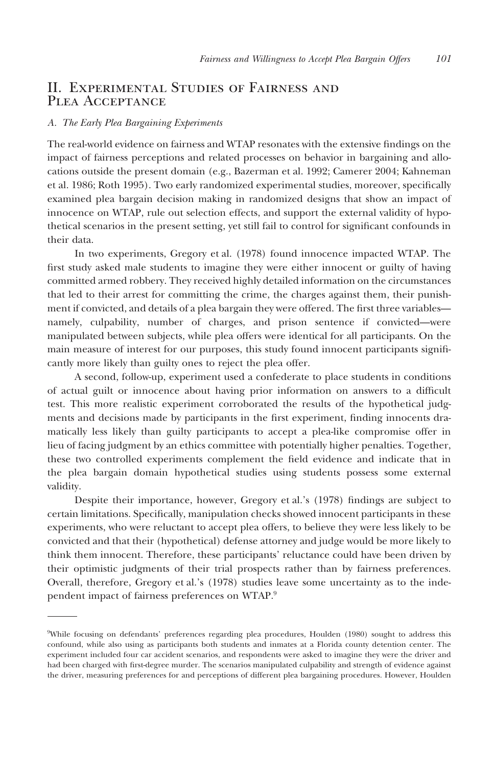## II. Experimental Studies of Fairness and Plea Acceptance

### *A. The Early Plea Bargaining Experiments*

The real-world evidence on fairness and WTAP resonates with the extensive findings on the impact of fairness perceptions and related processes on behavior in bargaining and allocations outside the present domain (e.g., Bazerman et al. 1992; Camerer 2004; Kahneman et al. 1986; Roth 1995). Two early randomized experimental studies, moreover, specifically examined plea bargain decision making in randomized designs that show an impact of innocence on WTAP, rule out selection effects, and support the external validity of hypothetical scenarios in the present setting, yet still fail to control for significant confounds in their data.

In two experiments, Gregory et al. (1978) found innocence impacted WTAP. The first study asked male students to imagine they were either innocent or guilty of having committed armed robbery. They received highly detailed information on the circumstances that led to their arrest for committing the crime, the charges against them, their punishment if convicted, and details of a plea bargain they were offered. The first three variables—namely, culpability, number of charges, and prison sentence if convicted—were manipulated between subjects, while plea offers were identical for all participants. On the main measure of interest for our purposes, this study found innocent participants significantly more likely than guilty ones to reject the plea offer.

A second, follow-up, experiment used a confederate to place students in conditions of actual guilt or innocence about having prior information on answers to a difficult test. This more realistic experiment corroborated the results of the hypothetical judgments and decisions made by participants in the first experiment, finding innocents dramatically less likely than guilty participants to accept a plea-like compromise offer in lieu of facing judgment by an ethics committee with potentially higher penalties. Together, these two controlled experiments complement the field evidence and indicate that in the plea bargain domain hypothetical studies using students possess some external validity.

Despite their importance, however, Gregory et al.'s (1978) findings are subject to certain limitations. Specifically, manipulation checks showed innocent participants in these experiments, who were reluctant to accept plea offers, to believe they were less likely to be convicted and that their (hypothetical) defense attorney and judge would be more likely to think them innocent. Therefore, these participants' reluctance could have been driven by their optimistic judgments of their trial prospects rather than by fairness preferences. Overall, therefore, Gregory et al.'s (1978) studies leave some uncertainty as to the independent impact of fairness preferences on WTAP.[9]

---

[9]While focusing on defendants' preferences regarding plea procedures, Houlden (1980) sought to address this confound, while also using as participants both students and inmates at a Florida county detention center. The experiment included four car accident scenarios, and respondents were asked to imagine they were the driver and had been charged with first-degree murder. The scenarios manipulated culpability and strength of evidence against the driver, measuring preferences for and perceptions of different plea bargaining procedures. However, Houlden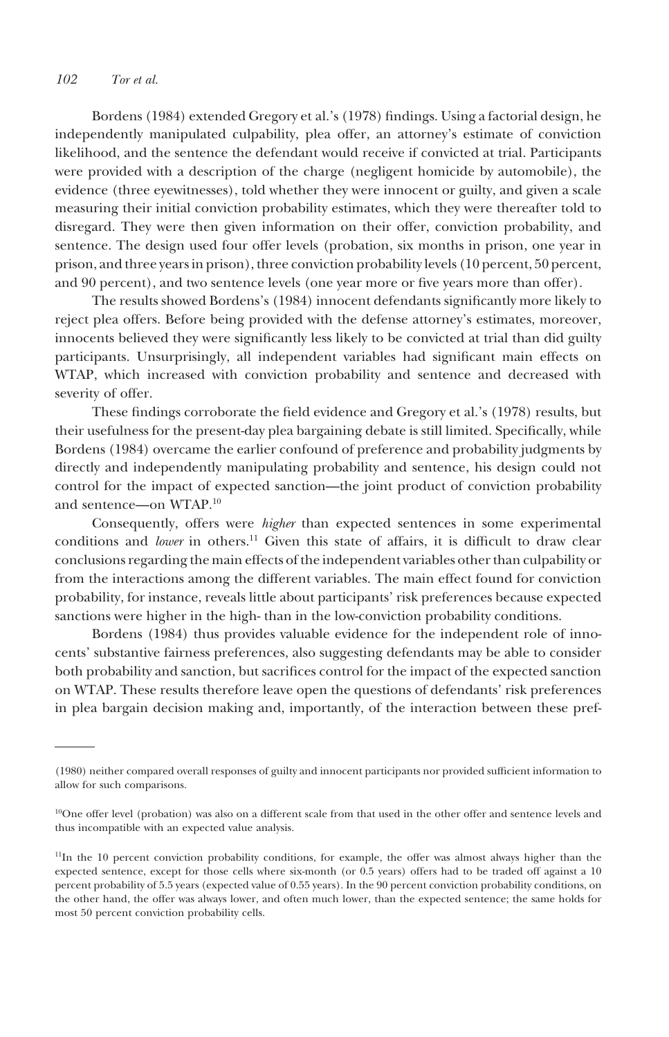Bordens (1984) extended Gregory et al.'s (1978) findings. Using a factorial design, he independently manipulated culpability, plea offer, an attorney's estimate of conviction likelihood, and the sentence the defendant would receive if convicted at trial. Participants were provided with a description of the charge (negligent homicide by automobile), the evidence (three eyewitnesses), told whether they were innocent or guilty, and given a scale measuring their initial conviction probability estimates, which they were thereafter told to disregard. They were then given information on their offer, conviction probability, and sentence. The design used four offer levels (probation, six months in prison, one year in prison, and three years in prison), three conviction probability levels (10 percent, 50 percent, and 90 percent), and two sentence levels (one year more or five years more than offer).

The results showed Bordens's (1984) innocent defendants significantly more likely to reject plea offers. Before being provided with the defense attorney's estimates, moreover, innocents believed they were significantly less likely to be convicted at trial than did guilty participants. Unsurprisingly, all independent variables had significant main effects on WTAP, which increased with conviction probability and sentence and decreased with severity of offer.

These findings corroborate the field evidence and Gregory et al.'s (1978) results, but their usefulness for the present-day plea bargaining debate is still limited. Specifically, while Bordens (1984) overcame the earlier confound of preference and probability judgments by directly and independently manipulating probability and sentence, his design could not control for the impact of expected sanction—the joint product of conviction probability and sentence—on WTAP.[10]

Consequently, offers were *higher* than expected sentences in some experimental conditions and *lower* in others.[11] Given this state of affairs, it is difficult to draw clear conclusions regarding the main effects of the independent variables other than culpability or from the interactions among the different variables. The main effect found for conviction probability, for instance, reveals little about participants' risk preferences because expected sanctions were higher in the high- than in the low-conviction probability conditions.

Bordens (1984) thus provides valuable evidence for the independent role of innocents' substantive fairness preferences, also suggesting defendants may be able to consider both probability and sanction, but sacrifices control for the impact of the expected sanction on WTAP. These results therefore leave open the questions of defendants' risk preferences in plea bargain decision making and, importantly, of the interaction between these pref-

---

(1980) neither compared overall responses of guilty and innocent participants nor provided sufficient information to allow for such comparisons.

[10]One offer level (probation) was also on a different scale from that used in the other offer and sentence levels and thus incompatible with an expected value analysis.

[11]In the 10 percent conviction probability conditions, for example, the offer was almost always higher than the expected sentence, except for those cells where six-month (or 0.5 years) offers had to be traded off against a 10 percent probability of 5.5 years (expected value of 0.55 years). In the 90 percent conviction probability conditions, on the other hand, the offer was always lower, and often much lower, than the expected sentence; the same holds for most 50 percent conviction probability cells.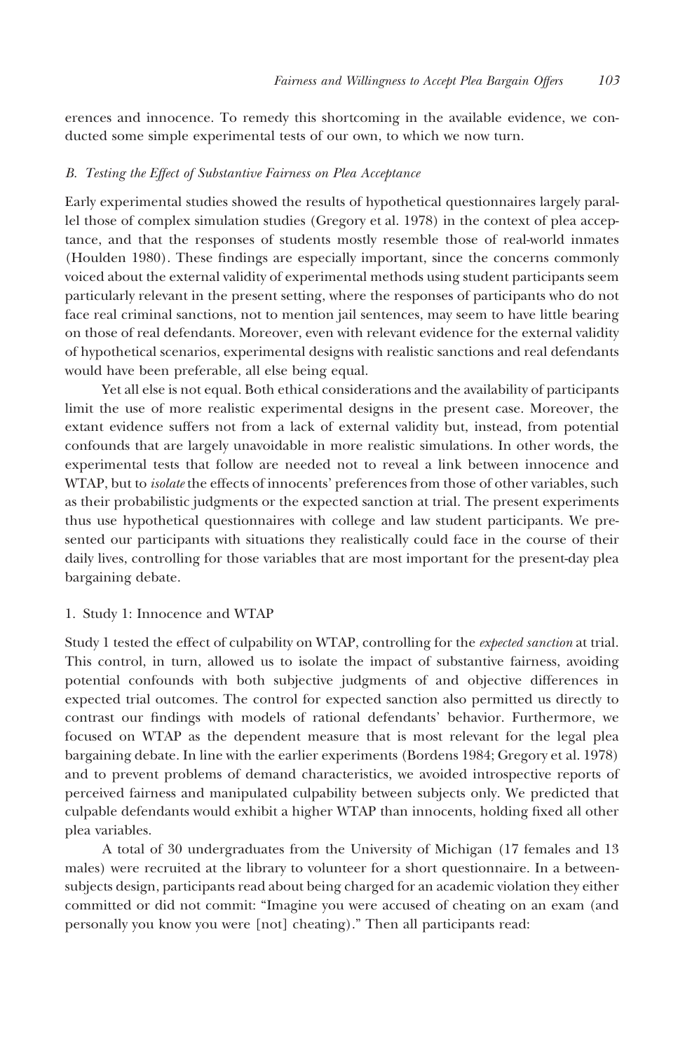erences and innocence. To remedy this shortcoming in the available evidence, we conducted some simple experimental tests of our own, to which we now turn.

### *B. Testing the Effect of Substantive Fairness on Plea Acceptance*

Early experimental studies showed the results of hypothetical questionnaires largely parallel those of complex simulation studies (Gregory et al. 1978) in the context of plea acceptance, and that the responses of students mostly resemble those of real-world inmates (Houlden 1980). These findings are especially important, since the concerns commonly voiced about the external validity of experimental methods using student participants seem particularly relevant in the present setting, where the responses of participants who do not face real criminal sanctions, not to mention jail sentences, may seem to have little bearing on those of real defendants. Moreover, even with relevant evidence for the external validity of hypothetical scenarios, experimental designs with realistic sanctions and real defendants would have been preferable, all else being equal.

Yet all else is not equal. Both ethical considerations and the availability of participants limit the use of more realistic experimental designs in the present case. Moreover, the extant evidence suffers not from a lack of external validity but, instead, from potential confounds that are largely unavoidable in more realistic simulations. In other words, the experimental tests that follow are needed not to reveal a link between innocence and WTAP, but to *isolate* the effects of innocents' preferences from those of other variables, such as their probabilistic judgments or the expected sanction at trial. The present experiments thus use hypothetical questionnaires with college and law student participants. We presented our participants with situations they realistically could face in the course of their daily lives, controlling for those variables that are most important for the present-day plea bargaining debate.

#### 1. Study 1: Innocence and WTAP

Study 1 tested the effect of culpability on WTAP, controlling for the *expected sanction* at trial. This control, in turn, allowed us to isolate the impact of substantive fairness, avoiding potential confounds with both subjective judgments of and objective differences in expected trial outcomes. The control for expected sanction also permitted us directly to contrast our findings with models of rational defendants' behavior. Furthermore, we focused on WTAP as the dependent measure that is most relevant for the legal plea bargaining debate. In line with the earlier experiments (Bordens 1984; Gregory et al. 1978) and to prevent problems of demand characteristics, we avoided introspective reports of perceived fairness and manipulated culpability between subjects only. We predicted that culpable defendants would exhibit a higher WTAP than innocents, holding fixed all other plea variables.

A total of 30 undergraduates from the University of Michigan (17 females and 13 males) were recruited at the library to volunteer for a short questionnaire. In a between-subjects design, participants read about being charged for an academic violation they either committed or did not commit: "Imagine you were accused of cheating on an exam (and personally you know you were [not] cheating)." Then all participants read: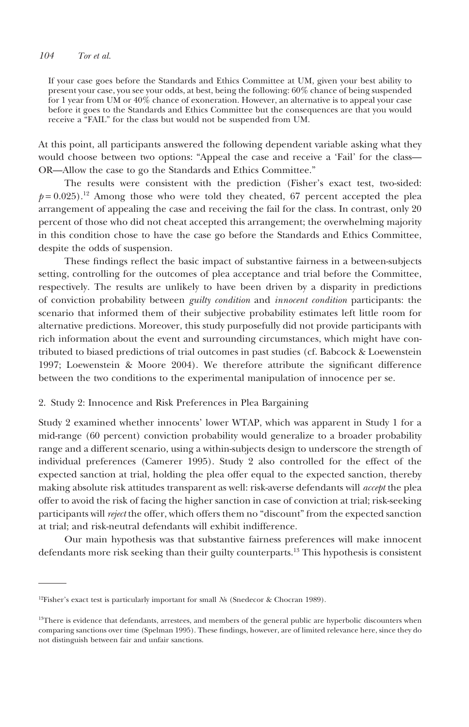> If your case goes before the Standards and Ethics Committee at UM, given your best ability to present your case, you see your odds, at best, being the following: 60% chance of being suspended for 1 year from UM or 40% chance of exoneration. However, an alternative is to appeal your case before it goes to the Standards and Ethics Committee but the consequences are that you would receive a "FAIL" for the class but would not be suspended from UM.

At this point, all participants answered the following dependent variable asking what they would choose between two options: "Appeal the case and receive a 'Fail' for the class—OR—Allow the case to go the Standards and Ethics Committee."

The results were consistent with the prediction (Fisher's exact test, two-sided: $p = 0.025$).[12] Among those who were told they cheated, 67 percent accepted the plea arrangement of appealing the case and receiving the fail for the class. In contrast, only 20 percent of those who did not cheat accepted this arrangement; the overwhelming majority in this condition chose to have the case go before the Standards and Ethics Committee, despite the odds of suspension.

These findings reflect the basic impact of substantive fairness in a between-subjects setting, controlling for the outcomes of plea acceptance and trial before the Committee, respectively. The results are unlikely to have been driven by a disparity in predictions of conviction probability between *guilty condition* and *innocent condition* participants: the scenario that informed them of their subjective probability estimates left little room for alternative predictions. Moreover, this study purposefully did not provide participants with rich information about the event and surrounding circumstances, which might have contributed to biased predictions of trial outcomes in past studies (cf. Babcock & Loewenstein 1997; Loewenstein & Moore 2004). We therefore attribute the significant difference between the two conditions to the experimental manipulation of innocence per se.

## 2. Study 2: Innocence and Risk Preferences in Plea Bargaining

Study 2 examined whether innocents' lower WTAP, which was apparent in Study 1 for a mid-range (60 percent) conviction probability would generalize to a broader probability range and a different scenario, using a within-subjects design to underscore the strength of individual preferences (Camerer 1995). Study 2 also controlled for the effect of the expected sanction at trial, holding the plea offer equal to the expected sanction, thereby making absolute risk attitudes transparent as well: risk-averse defendants will *accept* the plea offer to avoid the risk of facing the higher sanction in case of conviction at trial; risk-seeking participants will *reject* the offer, which offers them no "discount" from the expected sanction at trial; and risk-neutral defendants will exhibit indifference.

Our main hypothesis was that substantive fairness preferences will make innocent defendants more risk seeking than their guilty counterparts.[13] This hypothesis is consistent

---

[12]Fisher's exact test is particularly important for small *N*s (Snedecor & Chocran 1989).

[13]There is evidence that defendants, arrestees, and members of the general public are hyperbolic discounters when comparing sanctions over time (Spelman 1995). These findings, however, are of limited relevance here, since they do not distinguish between fair and unfair sanctions.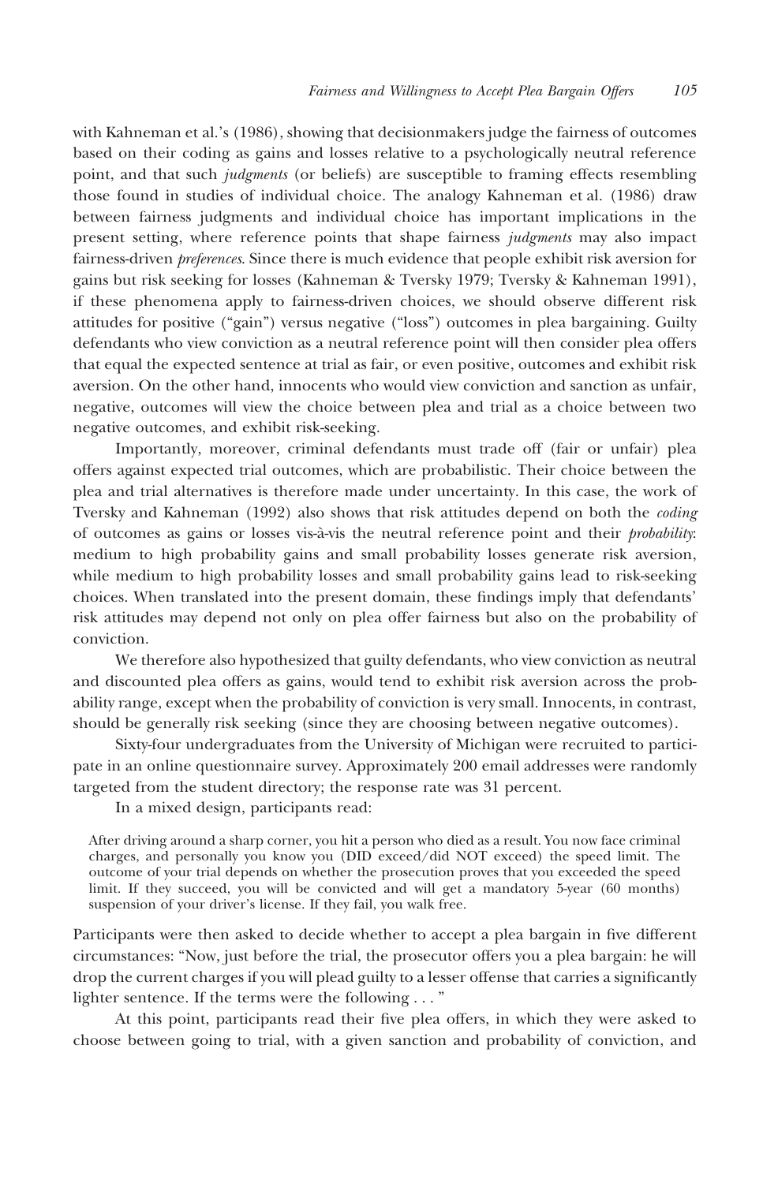with Kahneman et al.'s (1986), showing that decisionmakers judge the fairness of outcomes based on their coding as gains and losses relative to a psychologically neutral reference point, and that such *judgments* (or beliefs) are susceptible to framing effects resembling those found in studies of individual choice. The analogy Kahneman et al. (1986) draw between fairness judgments and individual choice has important implications in the present setting, where reference points that shape fairness *judgments* may also impact fairness-driven *preferences*. Since there is much evidence that people exhibit risk aversion for gains but risk seeking for losses (Kahneman & Tversky 1979; Tversky & Kahneman 1991), if these phenomena apply to fairness-driven choices, we should observe different risk attitudes for positive ("gain") versus negative ("loss") outcomes in plea bargaining. Guilty defendants who view conviction as a neutral reference point will then consider plea offers that equal the expected sentence at trial as fair, or even positive, outcomes and exhibit risk aversion. On the other hand, innocents who would view conviction and sanction as unfair, negative, outcomes will view the choice between plea and trial as a choice between two negative outcomes, and exhibit risk-seeking.

Importantly, moreover, criminal defendants must trade off (fair or unfair) plea offers against expected trial outcomes, which are probabilistic. Their choice between the plea and trial alternatives is therefore made under uncertainty. In this case, the work of Tversky and Kahneman (1992) also shows that risk attitudes depend on both the *coding* of outcomes as gains or losses vis-à-vis the neutral reference point and their *probability*: medium to high probability gains and small probability losses generate risk aversion, while medium to high probability losses and small probability gains lead to risk-seeking choices. When translated into the present domain, these findings imply that defendants' risk attitudes may depend not only on plea offer fairness but also on the probability of conviction.

We therefore also hypothesized that guilty defendants, who view conviction as neutral and discounted plea offers as gains, would tend to exhibit risk aversion across the probability range, except when the probability of conviction is very small. Innocents, in contrast, should be generally risk seeking (since they are choosing between negative outcomes).

Sixty-four undergraduates from the University of Michigan were recruited to participate in an online questionnaire survey. Approximately 200 email addresses were randomly targeted from the student directory; the response rate was 31 percent.

In a mixed design, participants read:

> After driving around a sharp corner, you hit a person who died as a result. You now face criminal charges, and personally you know you (DID exceed/did NOT exceed) the speed limit. The outcome of your trial depends on whether the prosecution proves that you exceeded the speed limit. If they succeed, you will be convicted and will get a mandatory 5-year (60 months) suspension of your driver's license. If they fail, you walk free.

Participants were then asked to decide whether to accept a plea bargain in five different circumstances: "Now, just before the trial, the prosecutor offers you a plea bargain: he will drop the current charges if you will plead guilty to a lesser offense that carries a significantly lighter sentence. If the terms were the following . . . "

At this point, participants read their five plea offers, in which they were asked to choose between going to trial, with a given sanction and probability of conviction, and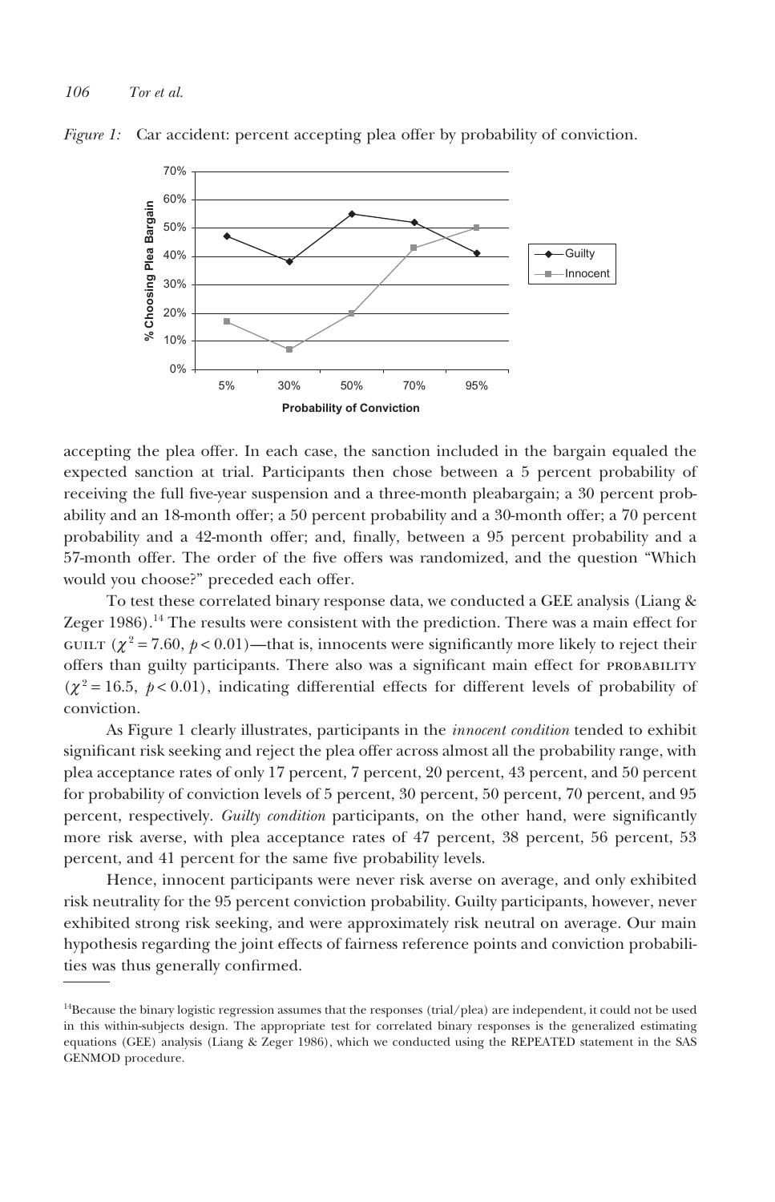*Figure 1:* Car accident: percent accepting plea offer by probability of conviction.

accepting the plea offer. In each case, the sanction included in the bargain equaled the expected sanction at trial. Participants then chose between a 5 percent probability of receiving the full five-year suspension and a three-month pleabargain; a 30 percent probability and an 18-month offer; a 50 percent probability and a 30-month offer; a 70 percent probability and a 42-month offer; and, finally, between a 95 percent probability and a 57-month offer. The order of the five offers was randomized, and the question "Which would you choose?" preceded each offer.

To test these correlated binary response data, we conducted a GEE analysis (Liang & Zeger 1986).[14] The results were consistent with the prediction. There was a main effect for GUILT ($\chi^2 = 7.60$, $p < 0.01$)—that is, innocents were significantly more likely to reject their offers than guilty participants. There also was a significant main effect for PROBABILITY ($\chi^2 = 16.5$, $p < 0.01$), indicating differential effects for different levels of probability of conviction.

As Figure 1 clearly illustrates, participants in the *innocent condition* tended to exhibit significant risk seeking and reject the plea offer across almost all the probability range, with plea acceptance rates of only 17 percent, 7 percent, 20 percent, 43 percent, and 50 percent for probability of conviction levels of 5 percent, 30 percent, 50 percent, 70 percent, and 95 percent, respectively. *Guilty condition* participants, on the other hand, were significantly more risk averse, with plea acceptance rates of 47 percent, 38 percent, 56 percent, 53 percent, and 41 percent for the same five probability levels.

Hence, innocent participants were never risk averse on average, and only exhibited risk neutrality for the 95 percent conviction probability. Guilty participants, however, never exhibited strong risk seeking, and were approximately risk neutral on average. Our main hypothesis regarding the joint effects of fairness reference points and conviction probabilities was thus generally confirmed.

[14]Because the binary logistic regression assumes that the responses (trial/plea) are independent, it could not be used in this within-subjects design. The appropriate test for correlated binary responses is the generalized estimating equations (GEE) analysis (Liang & Zeger 1986), which we conducted using the REPEATED statement in the SAS GENMOD procedure.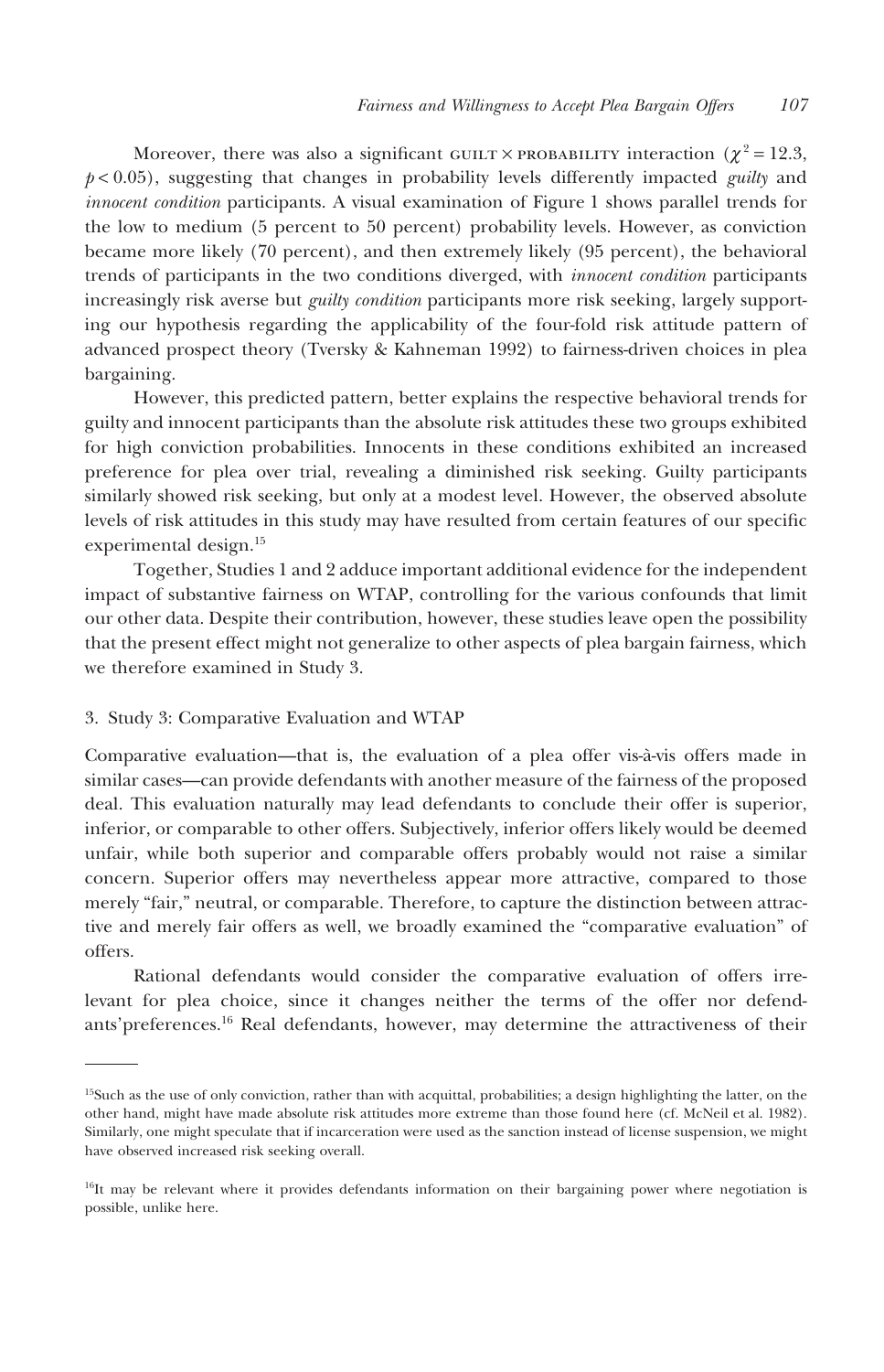Moreover, there was also a significant GUILT × PROBABILITY interaction ($\chi^2 = 12.3$, $p < 0.05$), suggesting that changes in probability levels differently impacted *guilty* and *innocent condition* participants. A visual examination of Figure 1 shows parallel trends for the low to medium (5 percent to 50 percent) probability levels. However, as conviction became more likely (70 percent), and then extremely likely (95 percent), the behavioral trends of participants in the two conditions diverged, with *innocent condition* participants increasingly risk averse but *guilty condition* participants more risk seeking, largely supporting our hypothesis regarding the applicability of the four-fold risk attitude pattern of advanced prospect theory (Tversky & Kahneman 1992) to fairness-driven choices in plea bargaining.

However, this predicted pattern, better explains the respective behavioral trends for guilty and innocent participants than the absolute risk attitudes these two groups exhibited for high conviction probabilities. Innocents in these conditions exhibited an increased preference for plea over trial, revealing a diminished risk seeking. Guilty participants similarly showed risk seeking, but only at a modest level. However, the observed absolute levels of risk attitudes in this study may have resulted from certain features of our specific experimental design.[15]

Together, Studies 1 and 2 adduce important additional evidence for the independent impact of substantive fairness on WTAP, controlling for the various confounds that limit our other data. Despite their contribution, however, these studies leave open the possibility that the present effect might not generalize to other aspects of plea bargain fairness, which we therefore examined in Study 3.

### 3. Study 3: Comparative Evaluation and WTAP

Comparative evaluation—that is, the evaluation of a plea offer vis-à-vis offers made in similar cases—can provide defendants with another measure of the fairness of the proposed deal. This evaluation naturally may lead defendants to conclude their offer is superior, inferior, or comparable to other offers. Subjectively, inferior offers likely would be deemed unfair, while both superior and comparable offers probably would not raise a similar concern. Superior offers may nevertheless appear more attractive, compared to those merely "fair," neutral, or comparable. Therefore, to capture the distinction between attractive and merely fair offers as well, we broadly examined the "comparative evaluation" of offers.

Rational defendants would consider the comparative evaluation of offers irrelevant for plea choice, since it changes neither the terms of the offer nor defendants' preferences.[16] Real defendants, however, may determine the attractiveness of their

---

[15]Such as the use of only conviction, rather than with acquittal, probabilities; a design highlighting the latter, on the other hand, might have made absolute risk attitudes more extreme than those found here (cf. McNeil et al. 1982). Similarly, one might speculate that if incarceration were used as the sanction instead of license suspension, we might have observed increased risk seeking overall.

[16]It may be relevant where it provides defendants information on their bargaining power where negotiation is possible, unlike here.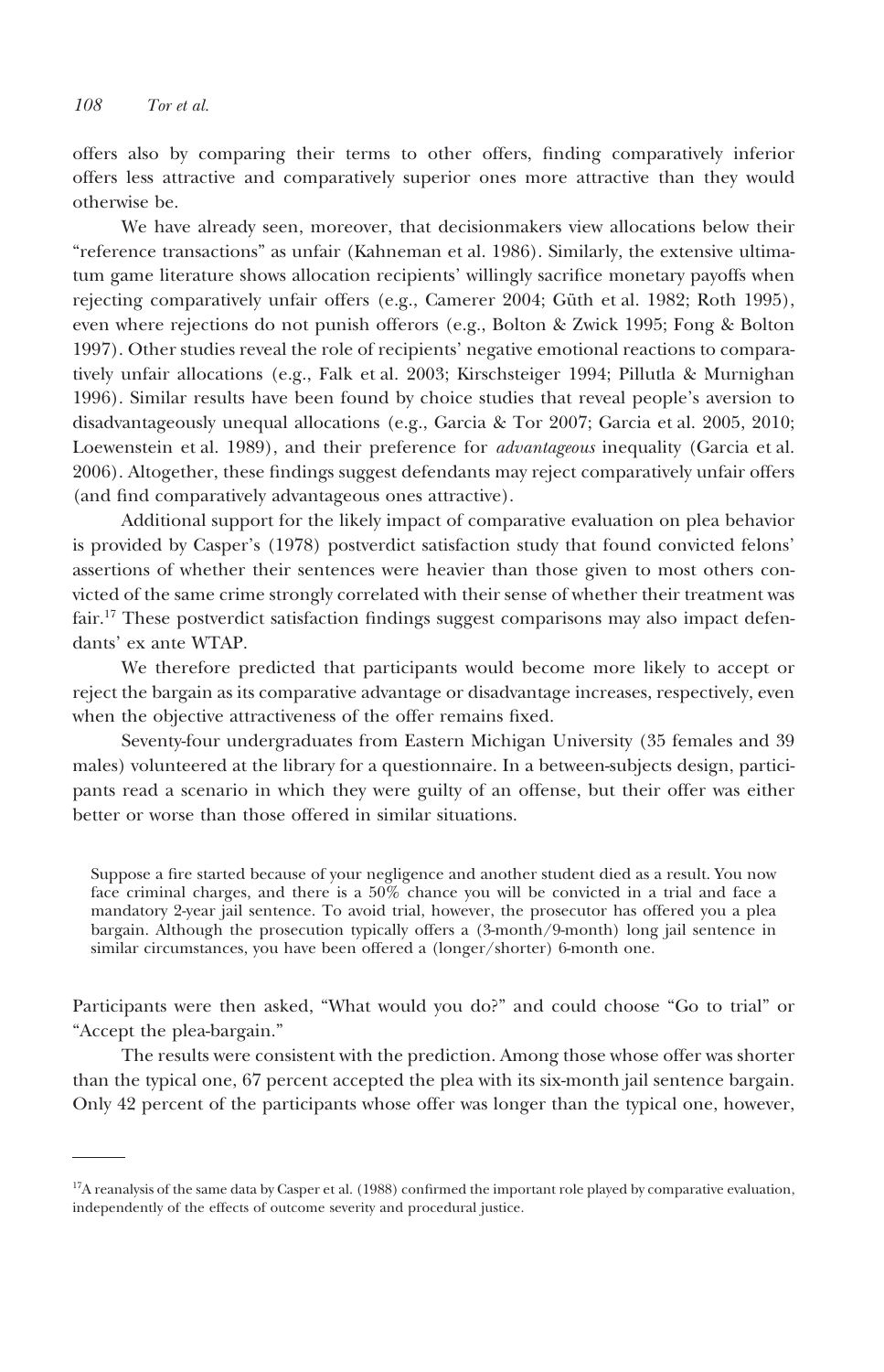offers also by comparing their terms to other offers, finding comparatively inferior offers less attractive and comparatively superior ones more attractive than they would otherwise be.

We have already seen, moreover, that decisionmakers view allocations below their "reference transactions" as unfair (Kahneman et al. 1986). Similarly, the extensive ultimatum game literature shows allocation recipients' willingly sacrifice monetary payoffs when rejecting comparatively unfair offers (e.g., Camerer 2004; Güth et al. 1982; Roth 1995), even where rejections do not punish offerors (e.g., Bolton & Zwick 1995; Fong & Bolton 1997). Other studies reveal the role of recipients' negative emotional reactions to comparatively unfair allocations (e.g., Falk et al. 2003; Kirschsteiger 1994; Pillutla & Murnighan 1996). Similar results have been found by choice studies that reveal people's aversion to disadvantageously unequal allocations (e.g., Garcia & Tor 2007; Garcia et al. 2005, 2010; Loewenstein et al. 1989), and their preference for *advantageous* inequality (Garcia et al. 2006). Altogether, these findings suggest defendants may reject comparatively unfair offers (and find comparatively advantageous ones attractive).

Additional support for the likely impact of comparative evaluation on plea behavior is provided by Casper's (1978) postverdict satisfaction study that found convicted felons' assertions of whether their sentences were heavier than those given to most others convicted of the same crime strongly correlated with their sense of whether their treatment was fair.[17] These postverdict satisfaction findings suggest comparisons may also impact defendants' ex ante WTAP.

We therefore predicted that participants would become more likely to accept or reject the bargain as its comparative advantage or disadvantage increases, respectively, even when the objective attractiveness of the offer remains fixed.

Seventy-four undergraduates from Eastern Michigan University (35 females and 39 males) volunteered at the library for a questionnaire. In a between-subjects design, participants read a scenario in which they were guilty of an offense, but their offer was either better or worse than those offered in similar situations.

> Suppose a fire started because of your negligence and another student died as a result. You now face criminal charges, and there is a 50% chance you will be convicted in a trial and face a mandatory 2-year jail sentence. To avoid trial, however, the prosecutor has offered you a plea bargain. Although the prosecution typically offers a (3-month/9-month) long jail sentence in similar circumstances, you have been offered a (longer/shorter) 6-month one.

Participants were then asked, "What would you do?" and could choose "Go to trial" or "Accept the plea-bargain."

The results were consistent with the prediction. Among those whose offer was shorter than the typical one, 67 percent accepted the plea with its six-month jail sentence bargain. Only 42 percent of the participants whose offer was longer than the typical one, however,

---

[17]A reanalysis of the same data by Casper et al. (1988) confirmed the important role played by comparative evaluation, independently of the effects of outcome severity and procedural justice.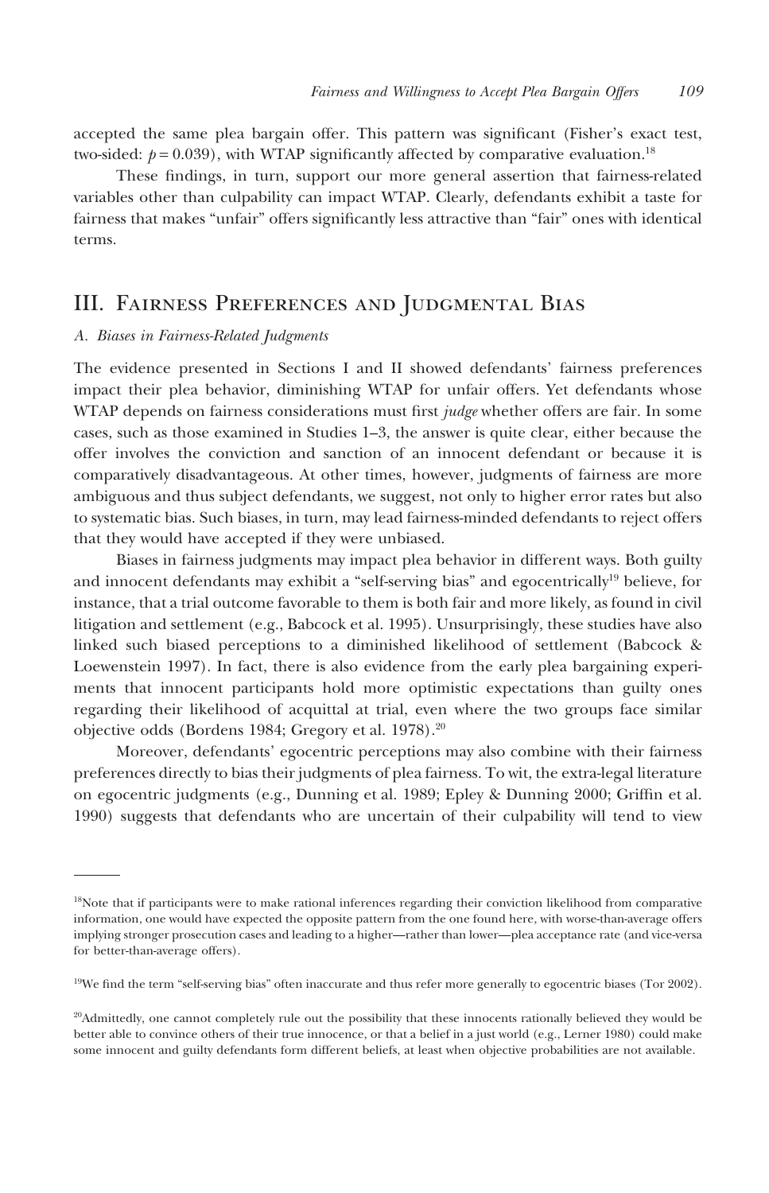accepted the same plea bargain offer. This pattern was significant (Fisher's exact test, two-sided: $p = 0.039$), with WTAP significantly affected by comparative evaluation.[18]

These findings, in turn, support our more general assertion that fairness-related variables other than culpability can impact WTAP. Clearly, defendants exhibit a taste for fairness that makes "unfair" offers significantly less attractive than "fair" ones with identical terms.

## III. Fairness Preferences and Judgmental Bias

### *A. Biases in Fairness-Related Judgments*

The evidence presented in Sections I and II showed defendants' fairness preferences impact their plea behavior, diminishing WTAP for unfair offers. Yet defendants whose WTAP depends on fairness considerations must first *judge* whether offers are fair. In some cases, such as those examined in Studies 1–3, the answer is quite clear, either because the offer involves the conviction and sanction of an innocent defendant or because it is comparatively disadvantageous. At other times, however, judgments of fairness are more ambiguous and thus subject defendants, we suggest, not only to higher error rates but also to systematic bias. Such biases, in turn, may lead fairness-minded defendants to reject offers that they would have accepted if they were unbiased.

Biases in fairness judgments may impact plea behavior in different ways. Both guilty and innocent defendants may exhibit a "self-serving bias" and egocentrically[19] believe, for instance, that a trial outcome favorable to them is both fair and more likely, as found in civil litigation and settlement (e.g., Babcock et al. 1995). Unsurprisingly, these studies have also linked such biased perceptions to a diminished likelihood of settlement (Babcock & Loewenstein 1997). In fact, there is also evidence from the early plea bargaining experiments that innocent participants hold more optimistic expectations than guilty ones regarding their likelihood of acquittal at trial, even where the two groups face similar objective odds (Bordens 1984; Gregory et al. 1978).[20]

Moreover, defendants' egocentric perceptions may also combine with their fairness preferences directly to bias their judgments of plea fairness. To wit, the extra-legal literature on egocentric judgments (e.g., Dunning et al. 1989; Epley & Dunning 2000; Griffin et al. 1990) suggests that defendants who are uncertain of their culpability will tend to view

---

[18]Note that if participants were to make rational inferences regarding their conviction likelihood from comparative information, one would have expected the opposite pattern from the one found here, with worse-than-average offers implying stronger prosecution cases and leading to a higher—rather than lower—plea acceptance rate (and vice-versa for better-than-average offers).

[19]We find the term "self-serving bias" often inaccurate and thus refer more generally to egocentric biases (Tor 2002).

[20]Admittedly, one cannot completely rule out the possibility that these innocents rationally believed they would be better able to convince others of their true innocence, or that a belief in a just world (e.g., Lerner 1980) could make some innocent and guilty defendants form different beliefs, at least when objective probabilities are not available.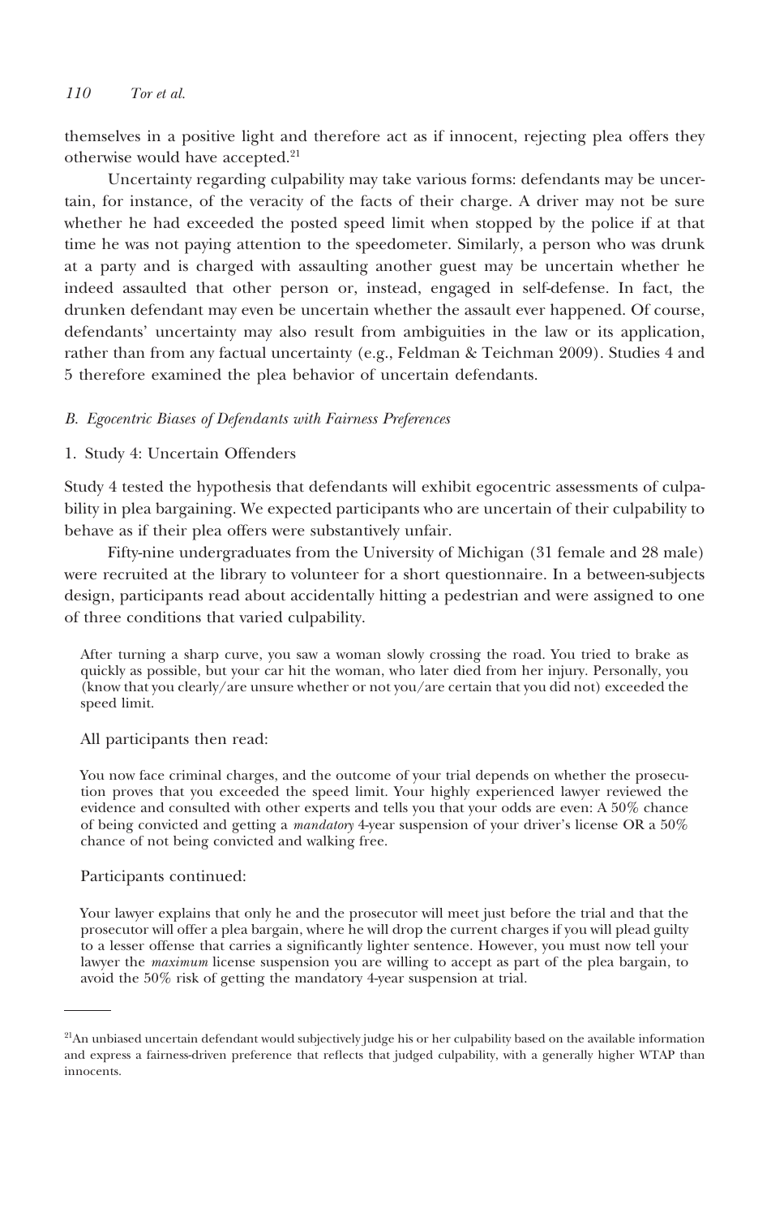themselves in a positive light and therefore act as if innocent, rejecting plea offers they otherwise would have accepted.[21]

Uncertainty regarding culpability may take various forms: defendants may be uncertain, for instance, of the veracity of the facts of their charge. A driver may not be sure whether he had exceeded the posted speed limit when stopped by the police if at that time he was not paying attention to the speedometer. Similarly, a person who was drunk at a party and is charged with assaulting another guest may be uncertain whether he indeed assaulted that other person or, instead, engaged in self-defense. In fact, the drunken defendant may even be uncertain whether the assault ever happened. Of course, defendants' uncertainty may also result from ambiguities in the law or its application, rather than from any factual uncertainty (e.g., Feldman & Teichman 2009). Studies 4 and 5 therefore examined the plea behavior of uncertain defendants.

### *B. Egocentric Biases of Defendants with Fairness Preferences*

#### 1. Study 4: Uncertain Offenders

Study 4 tested the hypothesis that defendants will exhibit egocentric assessments of culpability in plea bargaining. We expected participants who are uncertain of their culpability to behave as if their plea offers were substantively unfair.

Fifty-nine undergraduates from the University of Michigan (31 female and 28 male) were recruited at the library to volunteer for a short questionnaire. In a between-subjects design, participants read about accidentally hitting a pedestrian and were assigned to one of three conditions that varied culpability.

> After turning a sharp curve, you saw a woman slowly crossing the road. You tried to brake as quickly as possible, but your car hit the woman, who later died from her injury. Personally, you (know that you clearly/are unsure whether or not you/are certain that you did not) exceeded the speed limit.

All participants then read:

> You now face criminal charges, and the outcome of your trial depends on whether the prosecution proves that you exceeded the speed limit. Your highly experienced lawyer reviewed the evidence and consulted with other experts and tells you that your odds are even: A 50% chance of being convicted and getting a *mandatory* 4-year suspension of your driver's license OR a 50% chance of not being convicted and walking free.

Participants continued:

> Your lawyer explains that only he and the prosecutor will meet just before the trial and that the prosecutor will offer a plea bargain, where he will drop the current charges if you will plead guilty to a lesser offense that carries a significantly lighter sentence. However, you must now tell your lawyer the *maximum* license suspension you are willing to accept as part of the plea bargain, to avoid the 50% risk of getting the mandatory 4-year suspension at trial.

---

[21]An unbiased uncertain defendant would subjectively judge his or her culpability based on the available information and express a fairness-driven preference that reflects that judged culpability, with a generally higher WTAP than innocents.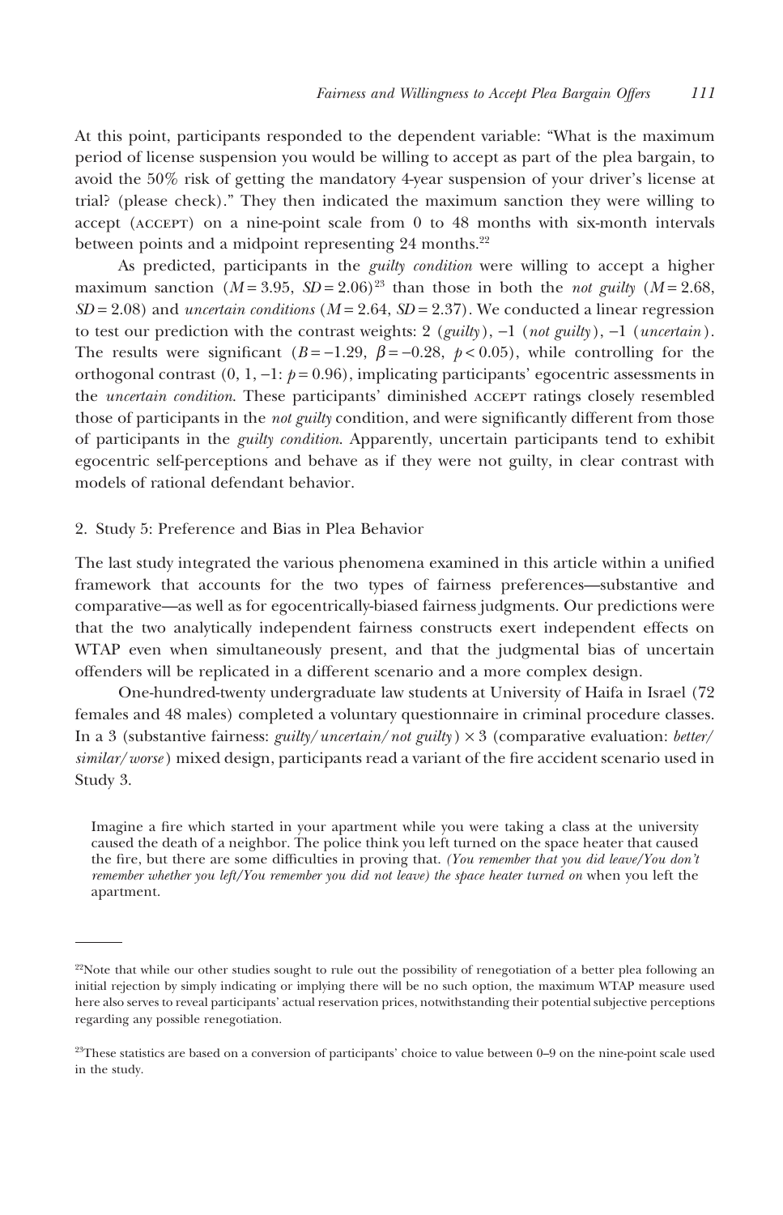At this point, participants responded to the dependent variable: "What is the maximum period of license suspension you would be willing to accept as part of the plea bargain, to avoid the 50% risk of getting the mandatory 4-year suspension of your driver's license at trial? (please check)." They then indicated the maximum sanction they were willing to accept (ACCEPT) on a nine-point scale from 0 to 48 months with six-month intervals between points and a midpoint representing 24 months.[22]

As predicted, participants in the *guilty condition* were willing to accept a higher maximum sanction ($M = 3.95$, $SD = 2.06$)[23] than those in both the *not guilty* ($M = 2.68$, $SD = 2.08$) and *uncertain conditions* ($M = 2.64$, $SD = 2.37$). We conducted a linear regression to test our prediction with the contrast weights: 2 (*guilty*), −1 (*not guilty*), −1 (*uncertain*). The results were significant ($B = -1.29$, $\beta = -0.28$, $p < 0.05$), while controlling for the orthogonal contrast (0, 1, −1: $p = 0.96$), implicating participants' egocentric assessments in the *uncertain condition*. These participants' diminished ACCEPT ratings closely resembled those of participants in the *not guilty* condition, and were significantly different from those of participants in the *guilty condition*. Apparently, uncertain participants tend to exhibit egocentric self-perceptions and behave as if they were not guilty, in clear contrast with models of rational defendant behavior.

## 2. Study 5: Preference and Bias in Plea Behavior

The last study integrated the various phenomena examined in this article within a unified framework that accounts for the two types of fairness preferences—substantive and comparative—as well as for egocentrically-biased fairness judgments. Our predictions were that the two analytically independent fairness constructs exert independent effects on WTAP even when simultaneously present, and that the judgmental bias of uncertain offenders will be replicated in a different scenario and a more complex design.

One-hundred-twenty undergraduate law students at University of Haifa in Israel (72 females and 48 males) completed a voluntary questionnaire in criminal procedure classes. In a 3 (substantive fairness: *guilty/uncertain/not guilty*) × 3 (comparative evaluation: *better/similar/worse*) mixed design, participants read a variant of the fire accident scenario used in Study 3.

> Imagine a fire which started in your apartment while you were taking a class at the university caused the death of a neighbor. The police think you left turned on the space heater that caused the fire, but there are some difficulties in proving that. *(You remember that you did leave/You don't remember whether you left/You remember you did not leave) the space heater turned on* when you left the apartment.

---

[22]Note that while our other studies sought to rule out the possibility of renegotiation of a better plea following an initial rejection by simply indicating or implying there will be no such option, the maximum WTAP measure used here also serves to reveal participants' actual reservation prices, notwithstanding their potential subjective perceptions regarding any possible renegotiation.

[23]These statistics are based on a conversion of participants' choice to value between 0–9 on the nine-point scale used in the study.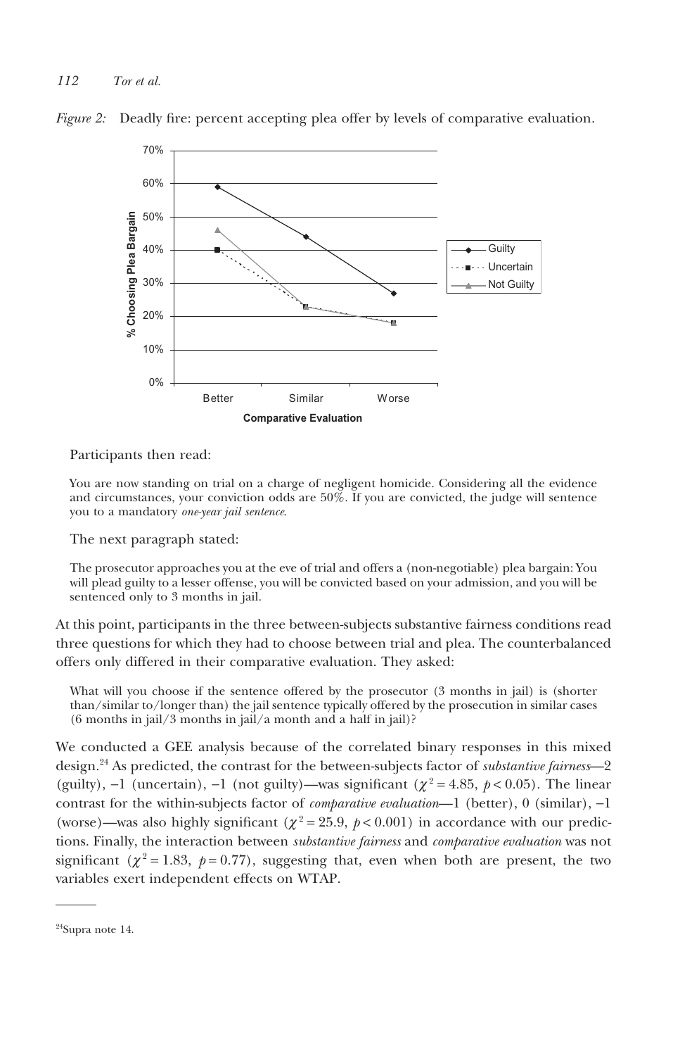*Figure 2:* Deadly fire: percent accepting plea offer by levels of comparative evaluation.

Participants then read:

> You are now standing on trial on a charge of negligent homicide. Considering all the evidence and circumstances, your conviction odds are 50%. If you are convicted, the judge will sentence you to a mandatory *one-year jail sentence*.

The next paragraph stated:

> The prosecutor approaches you at the eve of trial and offers a (non-negotiable) plea bargain: You will plead guilty to a lesser offense, you will be convicted based on your admission, and you will be sentenced only to 3 months in jail.

At this point, participants in the three between-subjects substantive fairness conditions read three questions for which they had to choose between trial and plea. The counterbalanced offers only differed in their comparative evaluation. They asked:

> What will you choose if the sentence offered by the prosecutor (3 months in jail) is (shorter than/similar to/longer than) the jail sentence typically offered by the prosecution in similar cases (6 months in jail/3 months in jail/a month and a half in jail)?

We conducted a GEE analysis because of the correlated binary responses in this mixed design.[24] As predicted, the contrast for the between-subjects factor of *substantive fairness*—2 (guilty), −1 (uncertain), −1 (not guilty)—was significant ($\chi^2 = 4.85$, $p < 0.05$). The linear contrast for the within-subjects factor of *comparative evaluation*—1 (better), 0 (similar), −1 (worse)—was also highly significant ($\chi^2 = 25.9$, $p < 0.001$) in accordance with our predictions. Finally, the interaction between *substantive fairness* and *comparative evaluation* was not significant ($\chi^2 = 1.83$, $p = 0.77$), suggesting that, even when both are present, the two variables exert independent effects on WTAP.

---

[24] Supra note 14.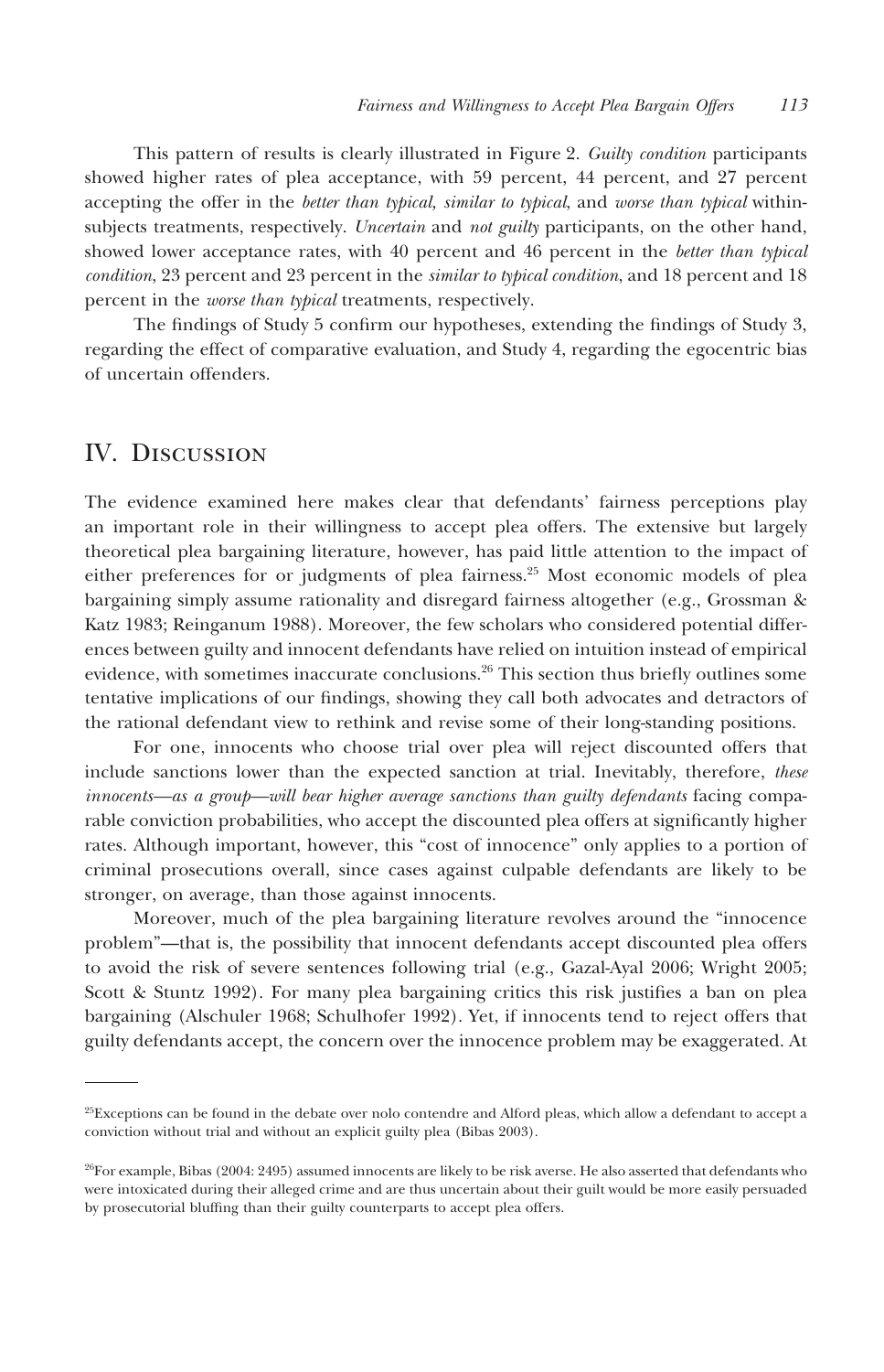This pattern of results is clearly illustrated in Figure 2. *Guilty condition* participants showed higher rates of plea acceptance, with 59 percent, 44 percent, and 27 percent accepting the offer in the *better than typical, similar to typical*, and *worse than typical* within-subjects treatments, respectively. *Uncertain* and *not guilty* participants, on the other hand, showed lower acceptance rates, with 40 percent and 46 percent in the *better than typical condition*, 23 percent and 23 percent in the *similar to typical condition*, and 18 percent and 18 percent in the *worse than typical* treatments, respectively.

The findings of Study 5 confirm our hypotheses, extending the findings of Study 3, regarding the effect of comparative evaluation, and Study 4, regarding the egocentric bias of uncertain offenders.

## IV. Discussion

The evidence examined here makes clear that defendants' fairness perceptions play an important role in their willingness to accept plea offers. The extensive but largely theoretical plea bargaining literature, however, has paid little attention to the impact of either preferences for or judgments of plea fairness.[25] Most economic models of plea bargaining simply assume rationality and disregard fairness altogether (e.g., Grossman & Katz 1983; Reinganum 1988). Moreover, the few scholars who considered potential differences between guilty and innocent defendants have relied on intuition instead of empirical evidence, with sometimes inaccurate conclusions.[26] This section thus briefly outlines some tentative implications of our findings, showing they call both advocates and detractors of the rational defendant view to rethink and revise some of their long-standing positions.

For one, innocents who choose trial over plea will reject discounted offers that include sanctions lower than the expected sanction at trial. Inevitably, therefore, *these innocents—as a group—will bear higher average sanctions than guilty defendants* facing comparable conviction probabilities, who accept the discounted plea offers at significantly higher rates. Although important, however, this "cost of innocence" only applies to a portion of criminal prosecutions overall, since cases against culpable defendants are likely to be stronger, on average, than those against innocents.

Moreover, much of the plea bargaining literature revolves around the "innocence problem"—that is, the possibility that innocent defendants accept discounted plea offers to avoid the risk of severe sentences following trial (e.g., Gazal-Ayal 2006; Wright 2005; Scott & Stuntz 1992). For many plea bargaining critics this risk justifies a ban on plea bargaining (Alschuler 1968; Schulhofer 1992). Yet, if innocents tend to reject offers that guilty defendants accept, the concern over the innocence problem may be exaggerated. At

---

[25]Exceptions can be found in the debate over nolo contendre and Alford pleas, which allow a defendant to accept a conviction without trial and without an explicit guilty plea (Bibas 2003).

[26]For example, Bibas (2004: 2495) assumed innocents are likely to be risk averse. He also asserted that defendants who were intoxicated during their alleged crime and are thus uncertain about their guilt would be more easily persuaded by prosecutorial bluffing than their guilty counterparts to accept plea offers.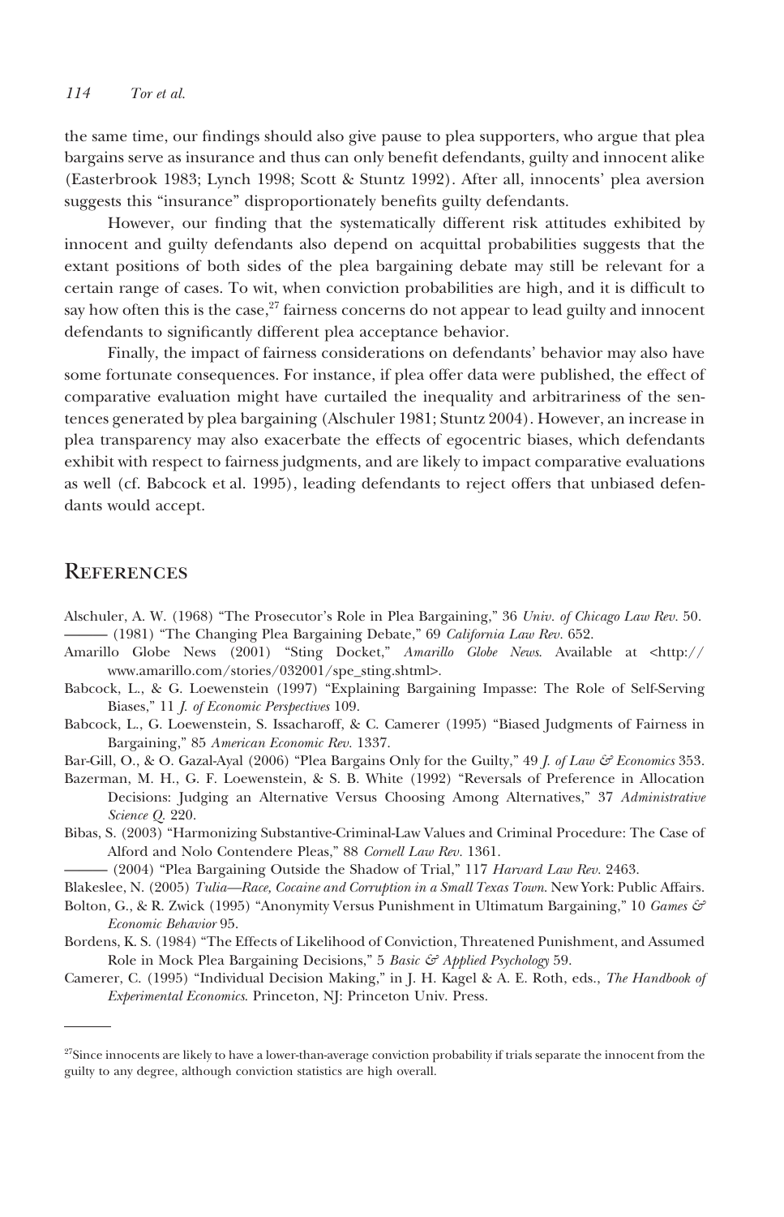the same time, our findings should also give pause to plea supporters, who argue that plea bargains serve as insurance and thus can only benefit defendants, guilty and innocent alike (Easterbrook 1983; Lynch 1998; Scott & Stuntz 1992). After all, innocents' plea aversion suggests this "insurance" disproportionately benefits guilty defendants.

However, our finding that the systematically different risk attitudes exhibited by innocent and guilty defendants also depend on acquittal probabilities suggests that the extant positions of both sides of the plea bargaining debate may still be relevant for a certain range of cases. To wit, when conviction probabilities are high, and it is difficult to say how often this is the case,[27] fairness concerns do not appear to lead guilty and innocent defendants to significantly different plea acceptance behavior.

Finally, the impact of fairness considerations on defendants' behavior may also have some fortunate consequences. For instance, if plea offer data were published, the effect of comparative evaluation might have curtailed the inequality and arbitrariness of the sentences generated by plea bargaining (Alschuler 1981; Stuntz 2004). However, an increase in plea transparency may also exacerbate the effects of egocentric biases, which defendants exhibit with respect to fairness judgments, and are likely to impact comparative evaluations as well (cf. Babcock et al. 1995), leading defendants to reject offers that unbiased defendants would accept.

## References

Alschuler, A. W. (1968) "The Prosecutor's Role in Plea Bargaining," 36 *Univ. of Chicago Law Rev.* 50.

——— (1981) "The Changing Plea Bargaining Debate," 69 *California Law Rev.* 652.

Amarillo Globe News (2001) "Sting Docket," *Amarillo Globe News*. Available at <http://www.amarillo.com/stories/032001/spe_sting.shtml>.

Babcock, L., & G. Loewenstein (1997) "Explaining Bargaining Impasse: The Role of Self-Serving Biases," 11 *J. of Economic Perspectives* 109.

Babcock, L., G. Loewenstein, S. Issacharoff, & C. Camerer (1995) "Biased Judgments of Fairness in Bargaining," 85 *American Economic Rev.* 1337.

Bar-Gill, O., & O. Gazal-Ayal (2006) "Plea Bargains Only for the Guilty," 49 *J. of Law & Economics* 353.

Bazerman, M. H., G. F. Loewenstein, & S. B. White (1992) "Reversals of Preference in Allocation Decisions: Judging an Alternative Versus Choosing Among Alternatives," 37 *Administrative Science Q.* 220.

Bibas, S. (2003) "Harmonizing Substantive-Criminal-Law Values and Criminal Procedure: The Case of Alford and Nolo Contendere Pleas," 88 *Cornell Law Rev.* 1361.

——— (2004) "Plea Bargaining Outside the Shadow of Trial," 117 *Harvard Law Rev.* 2463.

Blakeslee, N. (2005) *Tulia—Race, Cocaine and Corruption in a Small Texas Town*. New York: Public Affairs.

Bolton, G., & R. Zwick (1995) "Anonymity Versus Punishment in Ultimatum Bargaining," 10 *Games & Economic Behavior* 95.

Bordens, K. S. (1984) "The Effects of Likelihood of Conviction, Threatened Punishment, and Assumed Role in Mock Plea Bargaining Decisions," 5 *Basic & Applied Psychology* 59.

Camerer, C. (1995) "Individual Decision Making," in J. H. Kagel & A. E. Roth, eds., *The Handbook of Experimental Economics*. Princeton, NJ: Princeton Univ. Press.

---

[27] Since innocents are likely to have a lower-than-average conviction probability if trials separate the innocent from the guilty to any degree, although conviction statistics are high overall.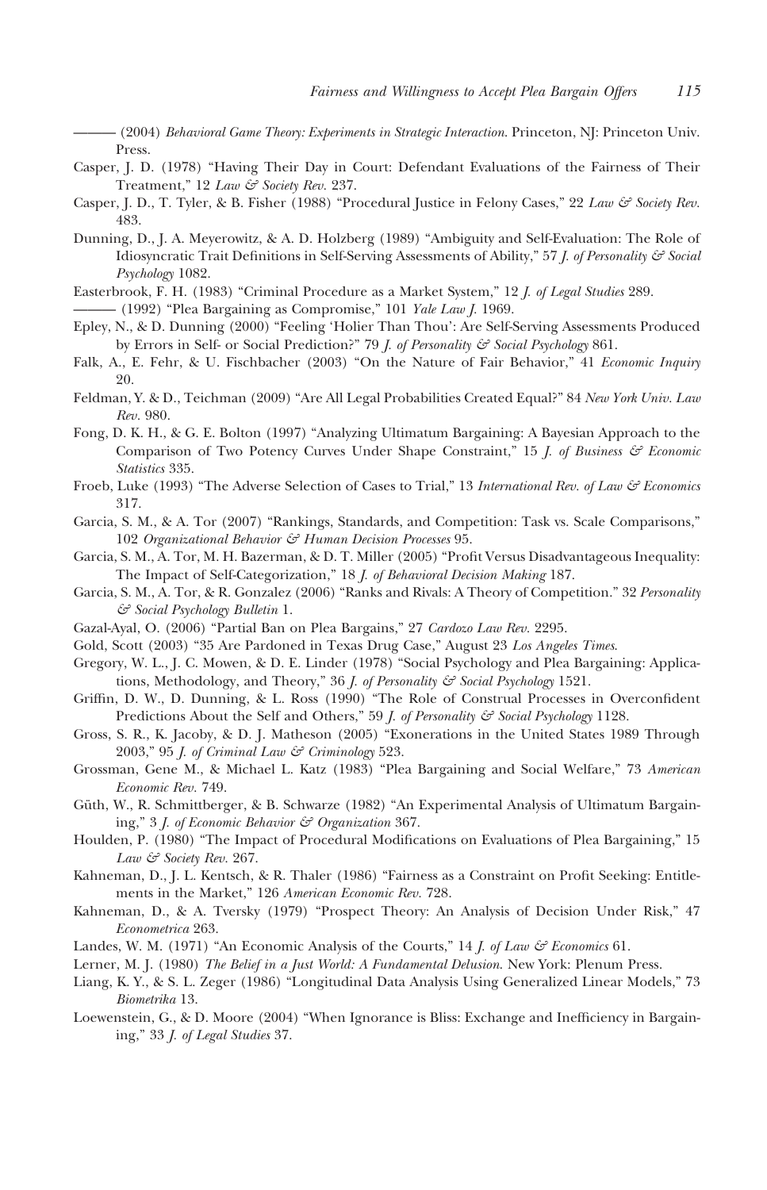——— (2004) *Behavioral Game Theory: Experiments in Strategic Interaction*. Princeton, NJ: Princeton Univ. Press.

Casper, J. D. (1978) "Having Their Day in Court: Defendant Evaluations of the Fairness of Their Treatment," 12 *Law & Society Rev.* 237.

Casper, J. D., T. Tyler, & B. Fisher (1988) "Procedural Justice in Felony Cases," 22 *Law & Society Rev.* 483.

Dunning, D., J. A. Meyerowitz, & A. D. Holzberg (1989) "Ambiguity and Self-Evaluation: The Role of Idiosyncratic Trait Definitions in Self-Serving Assessments of Ability," 57 *J. of Personality & Social Psychology* 1082.

Easterbrook, F. H. (1983) "Criminal Procedure as a Market System," 12 *J. of Legal Studies* 289.

——— (1992) "Plea Bargaining as Compromise," 101 *Yale Law J.* 1969.

Epley, N., & D. Dunning (2000) "Feeling 'Holier Than Thou': Are Self-Serving Assessments Produced by Errors in Self- or Social Prediction?" 79 *J. of Personality & Social Psychology* 861.

Falk, A., E. Fehr, & U. Fischbacher (2003) "On the Nature of Fair Behavior," 41 *Economic Inquiry* 20.

Feldman, Y. & D., Teichman (2009) "Are All Legal Probabilities Created Equal?" 84 *New York Univ. Law Rev.* 980.

Fong, D. K. H., & G. E. Bolton (1997) "Analyzing Ultimatum Bargaining: A Bayesian Approach to the Comparison of Two Potency Curves Under Shape Constraint," 15 *J. of Business & Economic Statistics* 335.

Froeb, Luke (1993) "The Adverse Selection of Cases to Trial," 13 *International Rev. of Law & Economics* 317.

Garcia, S. M., & A. Tor (2007) "Rankings, Standards, and Competition: Task vs. Scale Comparisons," 102 *Organizational Behavior & Human Decision Processes* 95.

Garcia, S. M., A. Tor, M. H. Bazerman, & D. T. Miller (2005) "Profit Versus Disadvantageous Inequality: The Impact of Self-Categorization," 18 *J. of Behavioral Decision Making* 187.

Garcia, S. M., A. Tor, & R. Gonzalez (2006) "Ranks and Rivals: A Theory of Competition." 32 *Personality & Social Psychology Bulletin* 1.

Gazal-Ayal, O. (2006) "Partial Ban on Plea Bargains," 27 *Cardozo Law Rev.* 2295.

Gold, Scott (2003) "35 Are Pardoned in Texas Drug Case," August 23 *Los Angeles Times*.

Gregory, W. L., J. C. Mowen, & D. E. Linder (1978) "Social Psychology and Plea Bargaining: Applications, Methodology, and Theory," 36 *J. of Personality & Social Psychology* 1521.

Griffin, D. W., D. Dunning, & L. Ross (1990) "The Role of Construal Processes in Overconfident Predictions About the Self and Others," 59 *J. of Personality & Social Psychology* 1128.

Gross, S. R., K. Jacoby, & D. J. Matheson (2005) "Exonerations in the United States 1989 Through 2003," 95 *J. of Criminal Law & Criminology* 523.

Grossman, Gene M., & Michael L. Katz (1983) "Plea Bargaining and Social Welfare," 73 *American Economic Rev.* 749.

Güth, W., R. Schmittberger, & B. Schwarze (1982) "An Experimental Analysis of Ultimatum Bargaining," 3 *J. of Economic Behavior & Organization* 367.

Houlden, P. (1980) "The Impact of Procedural Modifications on Evaluations of Plea Bargaining," 15 *Law & Society Rev.* 267.

Kahneman, D., J. L. Kentsch, & R. Thaler (1986) "Fairness as a Constraint on Profit Seeking: Entitlements in the Market," 126 *American Economic Rev.* 728.

Kahneman, D., & A. Tversky (1979) "Prospect Theory: An Analysis of Decision Under Risk," 47 *Econometrica* 263.

Landes, W. M. (1971) "An Economic Analysis of the Courts," 14 *J. of Law & Economics* 61.

Lerner, M. J. (1980) *The Belief in a Just World: A Fundamental Delusion*. New York: Plenum Press.

Liang, K. Y., & S. L. Zeger (1986) "Longitudinal Data Analysis Using Generalized Linear Models," 73 *Biometrika* 13.

Loewenstein, G., & D. Moore (2004) "When Ignorance is Bliss: Exchange and Inefficiency in Bargaining," 33 *J. of Legal Studies* 37.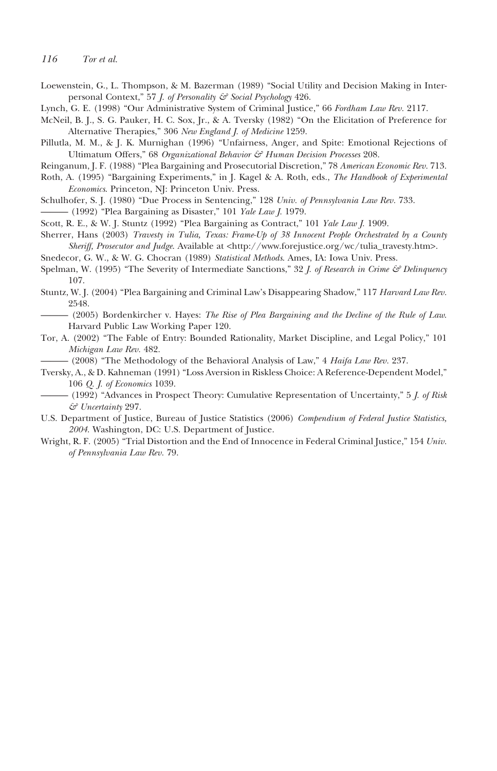Loewenstein, G., L. Thompson, & M. Bazerman (1989) "Social Utility and Decision Making in Interpersonal Context," 57 *J. of Personality & Social Psychology* 426.

Lynch, G. E. (1998) "Our Administrative System of Criminal Justice," 66 *Fordham Law Rev.* 2117.

McNeil, B. J., S. G. Pauker, H. C. Sox, Jr., & A. Tversky (1982) "On the Elicitation of Preference for Alternative Therapies," 306 *New England J. of Medicine* 1259.

Pillutla, M. M., & J. K. Murnighan (1996) "Unfairness, Anger, and Spite: Emotional Rejections of Ultimatum Offers," 68 *Organizational Behavior & Human Decision Processes* 208.

Reinganum, J. F. (1988) "Plea Bargaining and Prosecutorial Discretion," 78 *American Economic Rev.* 713.

Roth, A. (1995) "Bargaining Experiments," in J. Kagel & A. Roth, eds., *The Handbook of Experimental Economics*. Princeton, NJ: Princeton Univ. Press.

Schulhofer, S. J. (1980) "Due Process in Sentencing," 128 *Univ. of Pennsylvania Law Rev.* 733.

——— (1992) "Plea Bargaining as Disaster," 101 *Yale Law J.* 1979.

Scott, R. E., & W. J. Stuntz (1992) "Plea Bargaining as Contract," 101 *Yale Law J.* 1909.

Sherrer, Hans (2003) *Travesty in Tulia, Texas: Frame-Up of 38 Innocent People Orchestrated by a County Sheriff, Prosecutor and Judge*. Available at <http://www.forejustice.org/wc/tulia_travesty.htm>.

Snedecor, G. W., & W. G. Chocran (1989) *Statistical Methods*. Ames, IA: Iowa Univ. Press.

Spelman, W. (1995) "The Severity of Intermediate Sanctions," 32 *J. of Research in Crime & Delinquency* 107.

Stuntz, W. J. (2004) "Plea Bargaining and Criminal Law's Disappearing Shadow," 117 *Harvard Law Rev.* 2548.

——— (2005) Bordenkircher v. Hayes: *The Rise of Plea Bargaining and the Decline of the Rule of Law*. Harvard Public Law Working Paper 120.

Tor, A. (2002) "The Fable of Entry: Bounded Rationality, Market Discipline, and Legal Policy," 101 *Michigan Law Rev.* 482.

——— (2008) "The Methodology of the Behavioral Analysis of Law," 4 *Haifa Law Rev.* 237.

Tversky, A., & D. Kahneman (1991) "Loss Aversion in Riskless Choice: A Reference-Dependent Model," 106 *Q. J. of Economics* 1039.

——— (1992) "Advances in Prospect Theory: Cumulative Representation of Uncertainty," 5 *J. of Risk & Uncertainty* 297.

U.S. Department of Justice, Bureau of Justice Statistics (2006) *Compendium of Federal Justice Statistics, 2004*. Washington, DC: U.S. Department of Justice.

Wright, R. F. (2005) "Trial Distortion and the End of Innocence in Federal Criminal Justice," 154 *Univ. of Pennsylvania Law Rev.* 79.